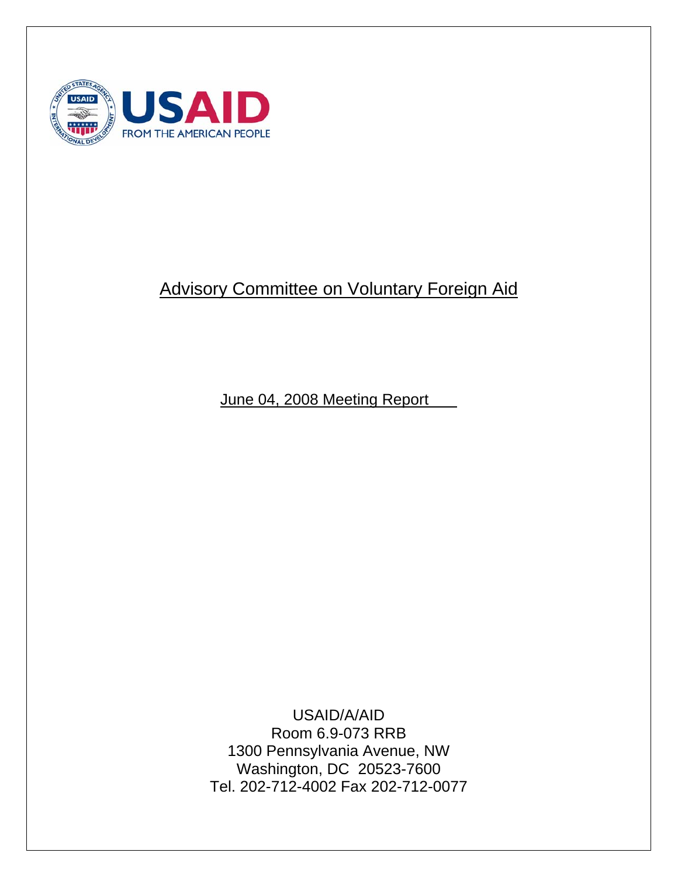USAID
FROM THE AMERICAN PEOPLE

# Advisory Committee on Voluntary Foreign Aid

June 04, 2008 Meeting Report

USAID/A/AID
Room 6.9-073 RRB
1300 Pennsylvania Avenue, NW
Washington, DC 20523-7600
Tel. 202-712-4002 Fax 202-712-0077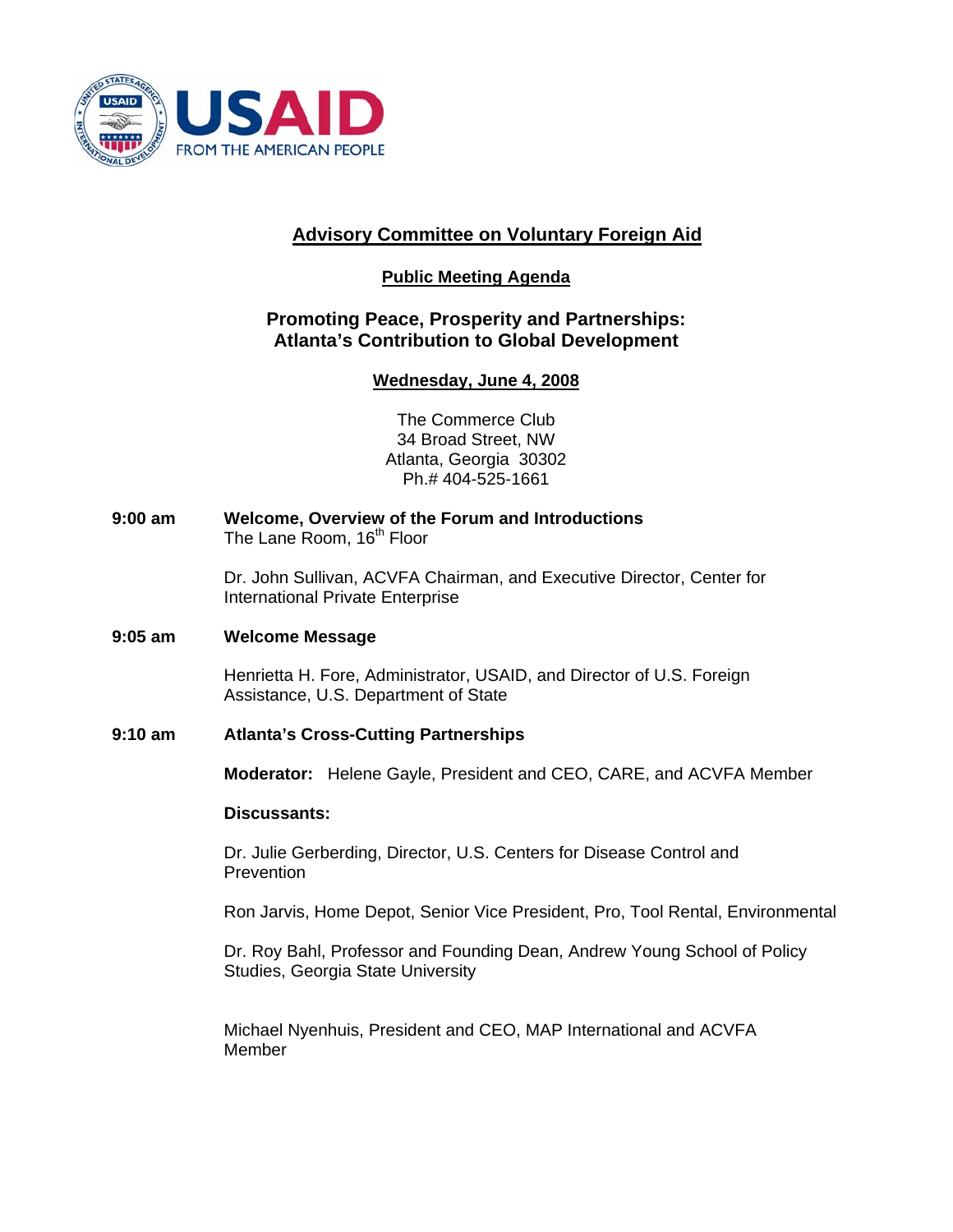# Advisory Committee on Voluntary Foreign Aid

## Public Meeting Agenda

## Promoting Peace, Prosperity and Partnerships: Atlanta's Contribution to Global Development

**Wednesday, June 4, 2008**

The Commerce Club
34 Broad Street, NW
Atlanta, Georgia 30302
Ph.# 404-525-1661

**9:00 am** **Welcome, Overview of the Forum and Introductions**
The Lane Room, 16th Floor

Dr. John Sullivan, ACVFA Chairman, and Executive Director, Center for International Private Enterprise

**9:05 am** **Welcome Message**

Henrietta H. Fore, Administrator, USAID, and Director of U.S. Foreign Assistance, U.S. Department of State

**9:10 am** **Atlanta's Cross-Cutting Partnerships**

**Moderator:** Helene Gayle, President and CEO, CARE, and ACVFA Member

**Discussants:**

Dr. Julie Gerberding, Director, U.S. Centers for Disease Control and Prevention

Ron Jarvis, Home Depot, Senior Vice President, Pro, Tool Rental, Environmental

Dr. Roy Bahl, Professor and Founding Dean, Andrew Young School of Policy Studies, Georgia State University

Michael Nyenhuis, President and CEO, MAP International and ACVFA Member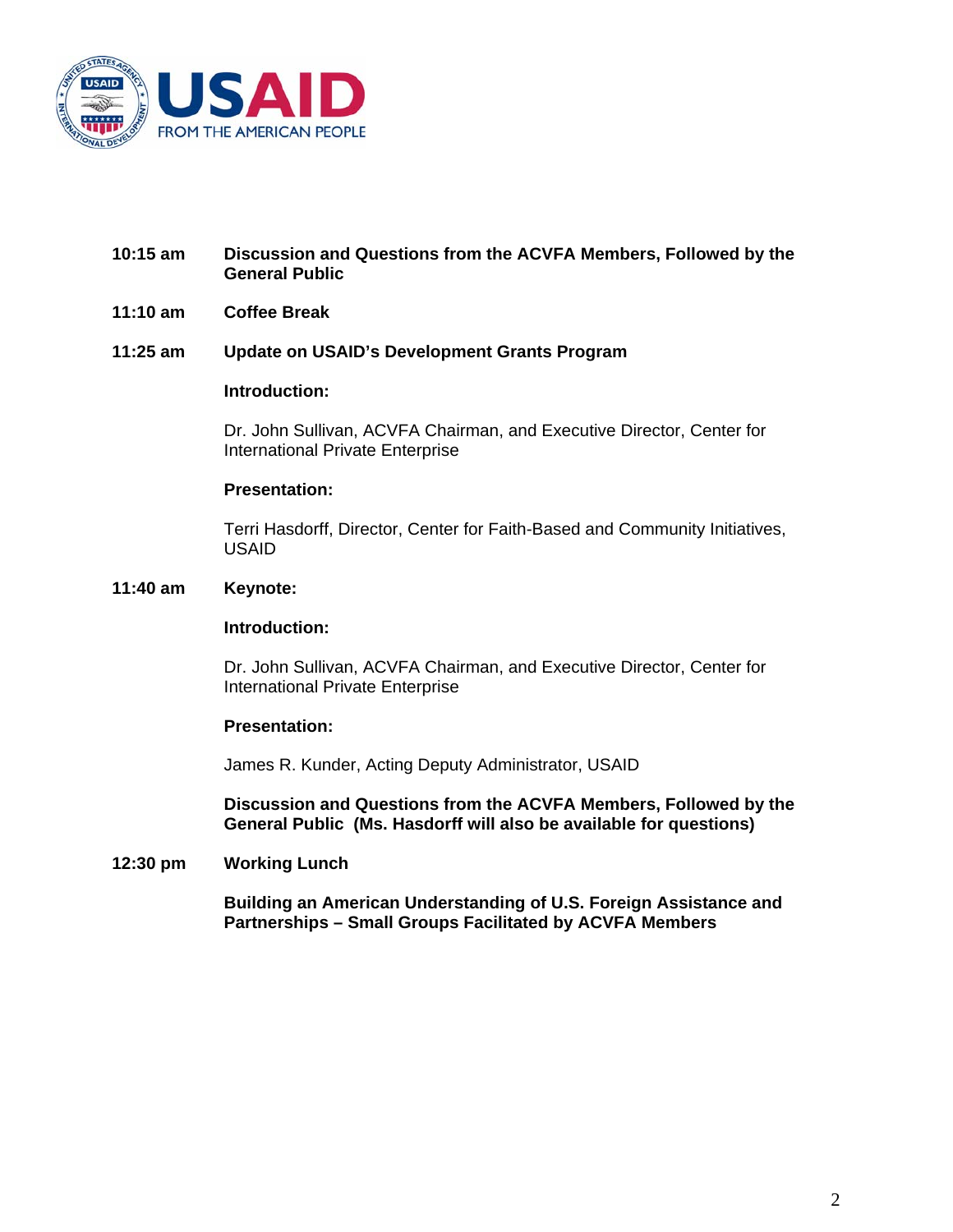**10:15 am** **Discussion and Questions from the ACVFA Members, Followed by the General Public**

**11:10 am** **Coffee Break**

**11:25 am** **Update on USAID's Development Grants Program**

**Introduction:**

Dr. John Sullivan, ACVFA Chairman, and Executive Director, Center for International Private Enterprise

**Presentation:**

Terri Hasdorff, Director, Center for Faith-Based and Community Initiatives, USAID

**11:40 am** **Keynote:**

**Introduction:**

Dr. John Sullivan, ACVFA Chairman, and Executive Director, Center for International Private Enterprise

**Presentation:**

James R. Kunder, Acting Deputy Administrator, USAID

**Discussion and Questions from the ACVFA Members, Followed by the General Public (Ms. Hasdorff will also be available for questions)**

**12:30 pm** **Working Lunch**

**Building an American Understanding of U.S. Foreign Assistance and Partnerships – Small Groups Facilitated by ACVFA Members**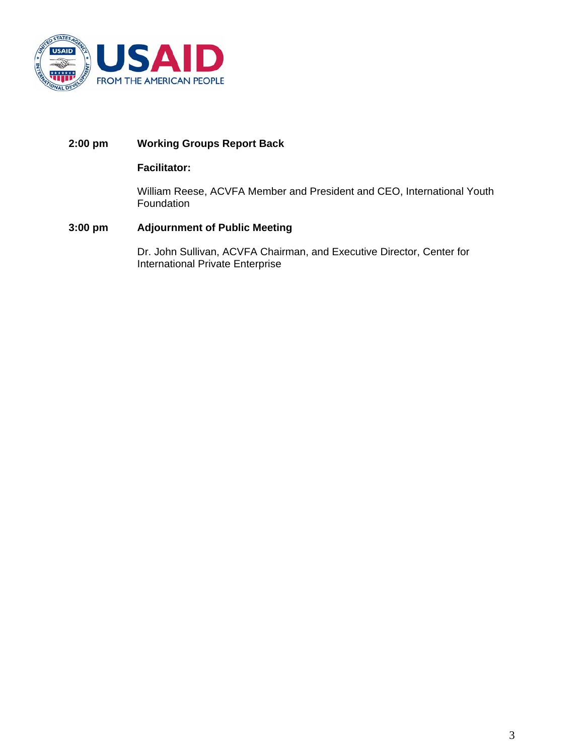**2:00 pm** **Working Groups Report Back**

**Facilitator:**

William Reese, ACVFA Member and President and CEO, International Youth Foundation

**3:00 pm** **Adjournment of Public Meeting**

Dr. John Sullivan, ACVFA Chairman, and Executive Director, Center for International Private Enterprise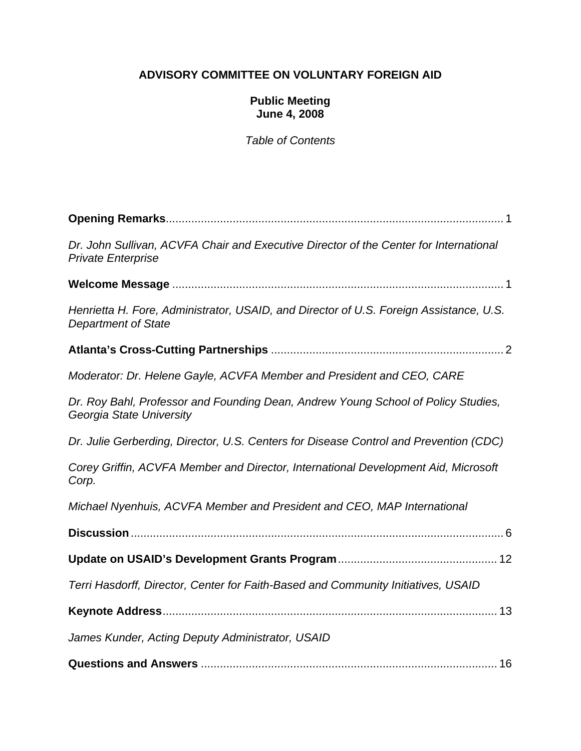**ADVISORY COMMITTEE ON VOLUNTARY FOREIGN AID**

**Public Meeting**
**June 4, 2008**

*Table of Contents*

**Opening Remarks**.......................................................................................................... 1

*Dr. John Sullivan, ACVFA Chair and Executive Director of the Center for International Private Enterprise*

**Welcome Message** ........................................................................................................ 1

*Henrietta H. Fore, Administrator, USAID, and Director of U.S. Foreign Assistance, U.S. Department of State*

**Atlanta's Cross-Cutting Partnerships** ........................................................................ 2

*Moderator: Dr. Helene Gayle, ACVFA Member and President and CEO, CARE*

*Dr. Roy Bahl, Professor and Founding Dean, Andrew Young School of Policy Studies, Georgia State University*

*Dr. Julie Gerberding, Director, U.S. Centers for Disease Control and Prevention (CDC)*

*Corey Griffin, ACVFA Member and Director, International Development Aid, Microsoft Corp.*

*Michael Nyenhuis, ACVFA Member and President and CEO, MAP International*

**Discussion**..................................................................................................................... 6

**Update on USAID's Development Grants Program**.................................................. 12

*Terri Hasdorff, Director, Center for Faith-Based and Community Initiatives, USAID*

**Keynote Address**......................................................................................................... 13

*James Kunder, Acting Deputy Administrator, USAID*

**Questions and Answers** ............................................................................................. 16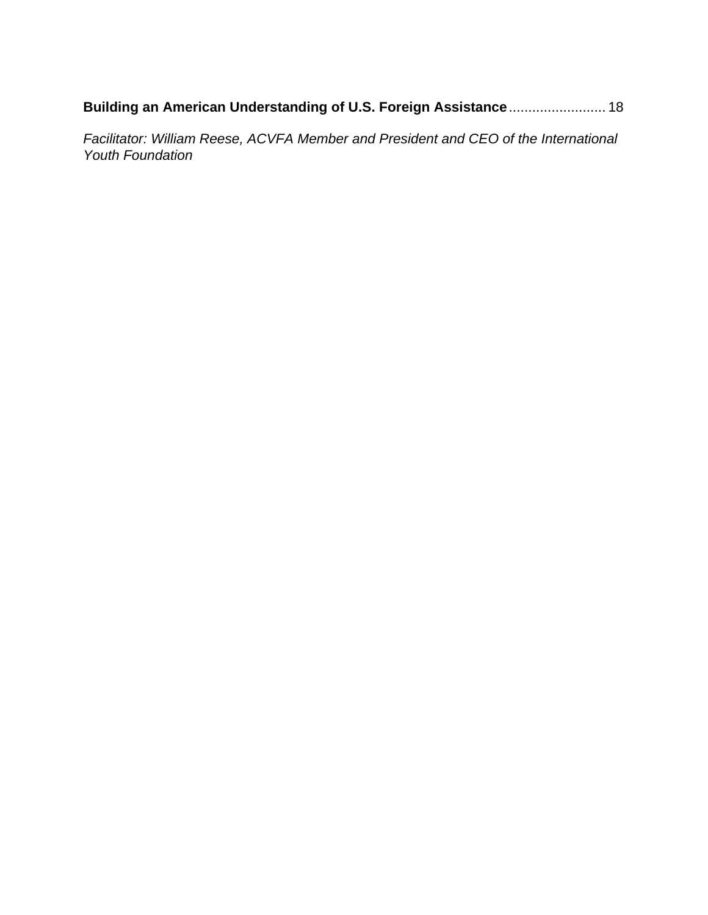**Building an American Understanding of U.S. Foreign Assistance** ......................... 18

*Facilitator: William Reese, ACVFA Member and President and CEO of the International Youth Foundation*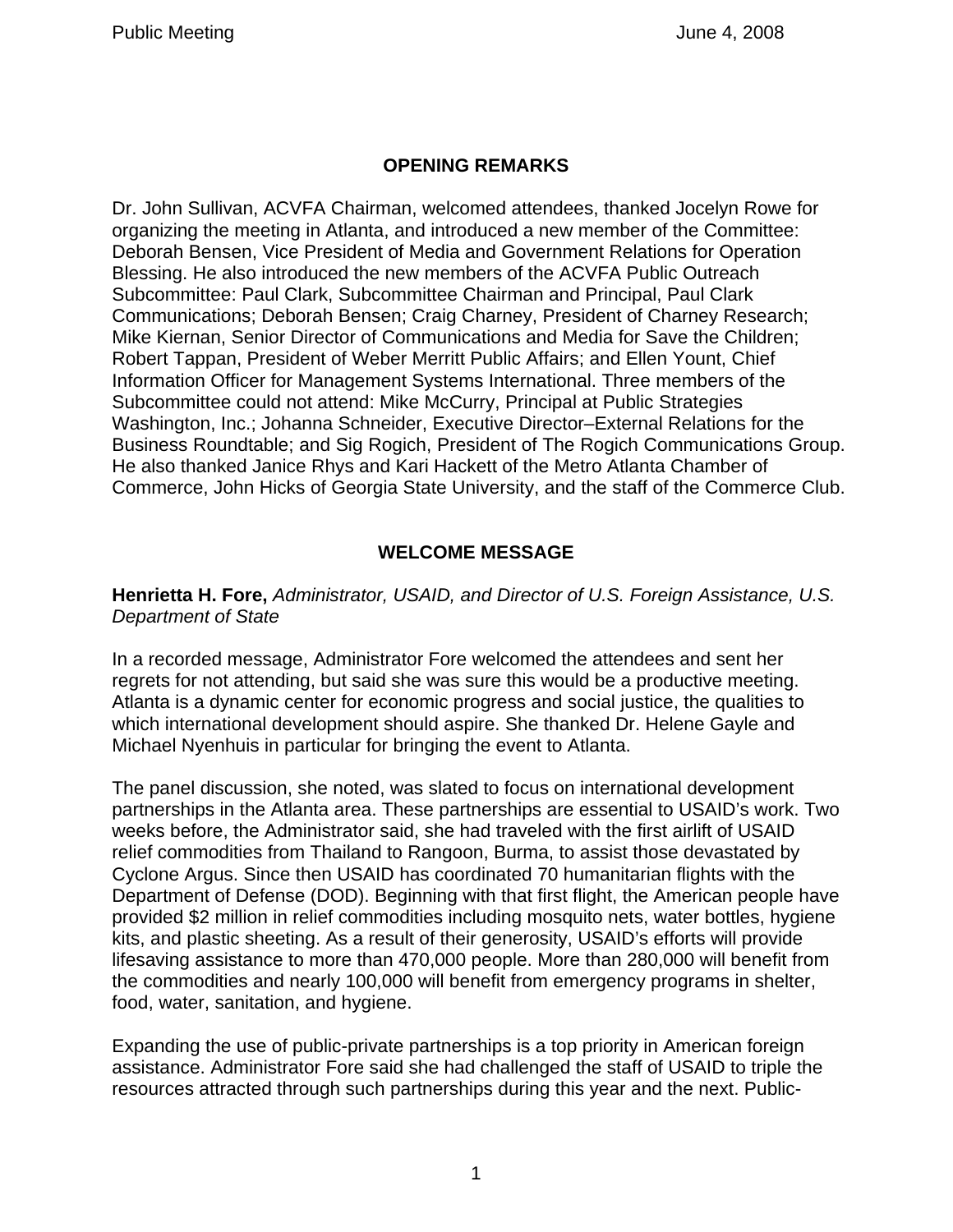## OPENING REMARKS

Dr. John Sullivan, ACVFA Chairman, welcomed attendees, thanked Jocelyn Rowe for organizing the meeting in Atlanta, and introduced a new member of the Committee: Deborah Bensen, Vice President of Media and Government Relations for Operation Blessing. He also introduced the new members of the ACVFA Public Outreach Subcommittee: Paul Clark, Subcommittee Chairman and Principal, Paul Clark Communications; Deborah Bensen; Craig Charney, President of Charney Research; Mike Kiernan, Senior Director of Communications and Media for Save the Children; Robert Tappan, President of Weber Merritt Public Affairs; and Ellen Yount, Chief Information Officer for Management Systems International. Three members of the Subcommittee could not attend: Mike McCurry, Principal at Public Strategies Washington, Inc.; Johanna Schneider, Executive Director–External Relations for the Business Roundtable; and Sig Rogich, President of The Rogich Communications Group. He also thanked Janice Rhys and Kari Hackett of the Metro Atlanta Chamber of Commerce, John Hicks of Georgia State University, and the staff of the Commerce Club.

## WELCOME MESSAGE

**Henrietta H. Fore,** *Administrator, USAID, and Director of U.S. Foreign Assistance, U.S. Department of State*

In a recorded message, Administrator Fore welcomed the attendees and sent her regrets for not attending, but said she was sure this would be a productive meeting. Atlanta is a dynamic center for economic progress and social justice, the qualities to which international development should aspire. She thanked Dr. Helene Gayle and Michael Nyenhuis in particular for bringing the event to Atlanta.

The panel discussion, she noted, was slated to focus on international development partnerships in the Atlanta area. These partnerships are essential to USAID's work. Two weeks before, the Administrator said, she had traveled with the first airlift of USAID relief commodities from Thailand to Rangoon, Burma, to assist those devastated by Cyclone Argus. Since then USAID has coordinated 70 humanitarian flights with the Department of Defense (DOD). Beginning with that first flight, the American people have provided $2 million in relief commodities including mosquito nets, water bottles, hygiene kits, and plastic sheeting. As a result of their generosity, USAID's efforts will provide lifesaving assistance to more than 470,000 people. More than 280,000 will benefit from the commodities and nearly 100,000 will benefit from emergency programs in shelter, food, water, sanitation, and hygiene.

Expanding the use of public-private partnerships is a top priority in American foreign assistance. Administrator Fore said she had challenged the staff of USAID to triple the resources attracted through such partnerships during this year and the next. Public-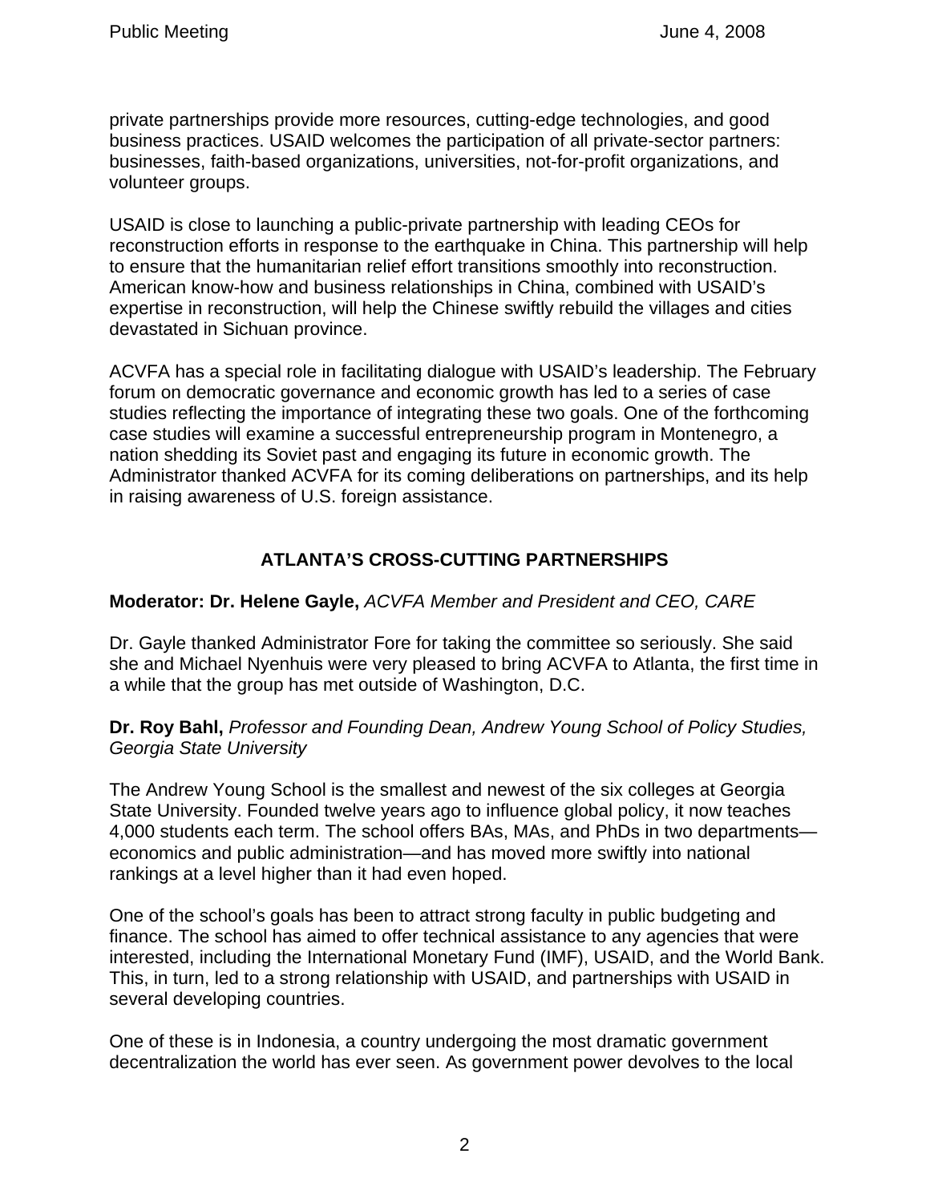private partnerships provide more resources, cutting-edge technologies, and good business practices. USAID welcomes the participation of all private-sector partners: businesses, faith-based organizations, universities, not-for-profit organizations, and volunteer groups.

USAID is close to launching a public-private partnership with leading CEOs for reconstruction efforts in response to the earthquake in China. This partnership will help to ensure that the humanitarian relief effort transitions smoothly into reconstruction. American know-how and business relationships in China, combined with USAID's expertise in reconstruction, will help the Chinese swiftly rebuild the villages and cities devastated in Sichuan province.

ACVFA has a special role in facilitating dialogue with USAID's leadership. The February forum on democratic governance and economic growth has led to a series of case studies reflecting the importance of integrating these two goals. One of the forthcoming case studies will examine a successful entrepreneurship program in Montenegro, a nation shedding its Soviet past and engaging its future in economic growth. The Administrator thanked ACVFA for its coming deliberations on partnerships, and its help in raising awareness of U.S. foreign assistance.

## ATLANTA'S CROSS-CUTTING PARTNERSHIPS

**Moderator: Dr. Helene Gayle,** *ACVFA Member and President and CEO, CARE*

Dr. Gayle thanked Administrator Fore for taking the committee so seriously. She said she and Michael Nyenhuis were very pleased to bring ACVFA to Atlanta, the first time in a while that the group has met outside of Washington, D.C.

**Dr. Roy Bahl,** *Professor and Founding Dean, Andrew Young School of Policy Studies, Georgia State University*

The Andrew Young School is the smallest and newest of the six colleges at Georgia State University. Founded twelve years ago to influence global policy, it now teaches 4,000 students each term. The school offers BAs, MAs, and PhDs in two departments—economics and public administration—and has moved more swiftly into national rankings at a level higher than it had even hoped.

One of the school's goals has been to attract strong faculty in public budgeting and finance. The school has aimed to offer technical assistance to any agencies that were interested, including the International Monetary Fund (IMF), USAID, and the World Bank. This, in turn, led to a strong relationship with USAID, and partnerships with USAID in several developing countries.

One of these is in Indonesia, a country undergoing the most dramatic government decentralization the world has ever seen. As government power devolves to the local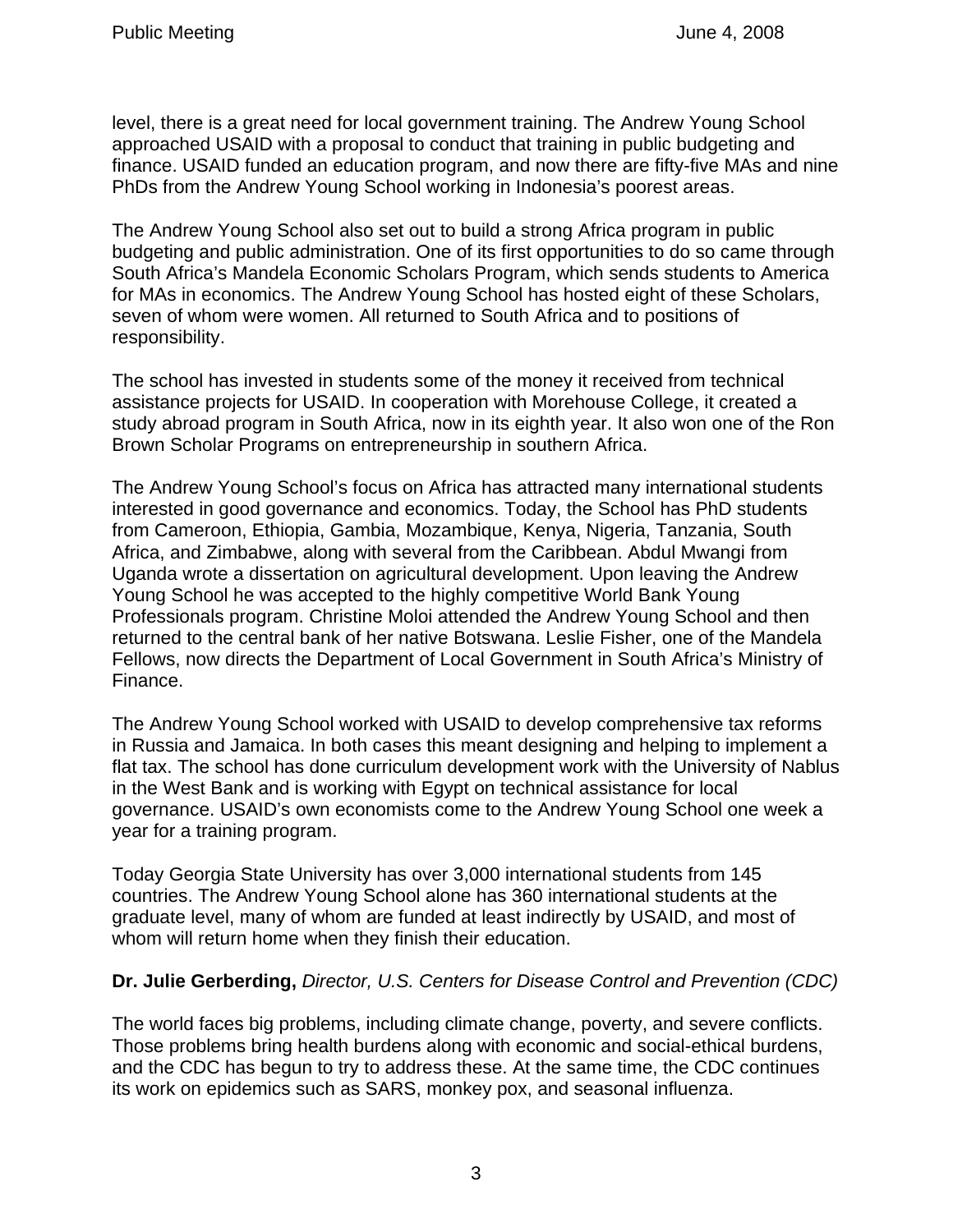level, there is a great need for local government training. The Andrew Young School approached USAID with a proposal to conduct that training in public budgeting and finance. USAID funded an education program, and now there are fifty-five MAs and nine PhDs from the Andrew Young School working in Indonesia's poorest areas.

The Andrew Young School also set out to build a strong Africa program in public budgeting and public administration. One of its first opportunities to do so came through South Africa's Mandela Economic Scholars Program, which sends students to America for MAs in economics. The Andrew Young School has hosted eight of these Scholars, seven of whom were women. All returned to South Africa and to positions of responsibility.

The school has invested in students some of the money it received from technical assistance projects for USAID. In cooperation with Morehouse College, it created a study abroad program in South Africa, now in its eighth year. It also won one of the Ron Brown Scholar Programs on entrepreneurship in southern Africa.

The Andrew Young School's focus on Africa has attracted many international students interested in good governance and economics. Today, the School has PhD students from Cameroon, Ethiopia, Gambia, Mozambique, Kenya, Nigeria, Tanzania, South Africa, and Zimbabwe, along with several from the Caribbean. Abdul Mwangi from Uganda wrote a dissertation on agricultural development. Upon leaving the Andrew Young School he was accepted to the highly competitive World Bank Young Professionals program. Christine Moloi attended the Andrew Young School and then returned to the central bank of her native Botswana. Leslie Fisher, one of the Mandela Fellows, now directs the Department of Local Government in South Africa's Ministry of Finance.

The Andrew Young School worked with USAID to develop comprehensive tax reforms in Russia and Jamaica. In both cases this meant designing and helping to implement a flat tax. The school has done curriculum development work with the University of Nablus in the West Bank and is working with Egypt on technical assistance for local governance. USAID's own economists come to the Andrew Young School one week a year for a training program.

Today Georgia State University has over 3,000 international students from 145 countries. The Andrew Young School alone has 360 international students at the graduate level, many of whom are funded at least indirectly by USAID, and most of whom will return home when they finish their education.

**Dr. Julie Gerberding,** *Director, U.S. Centers for Disease Control and Prevention (CDC)*

The world faces big problems, including climate change, poverty, and severe conflicts. Those problems bring health burdens along with economic and social-ethical burdens, and the CDC has begun to try to address these. At the same time, the CDC continues its work on epidemics such as SARS, monkey pox, and seasonal influenza.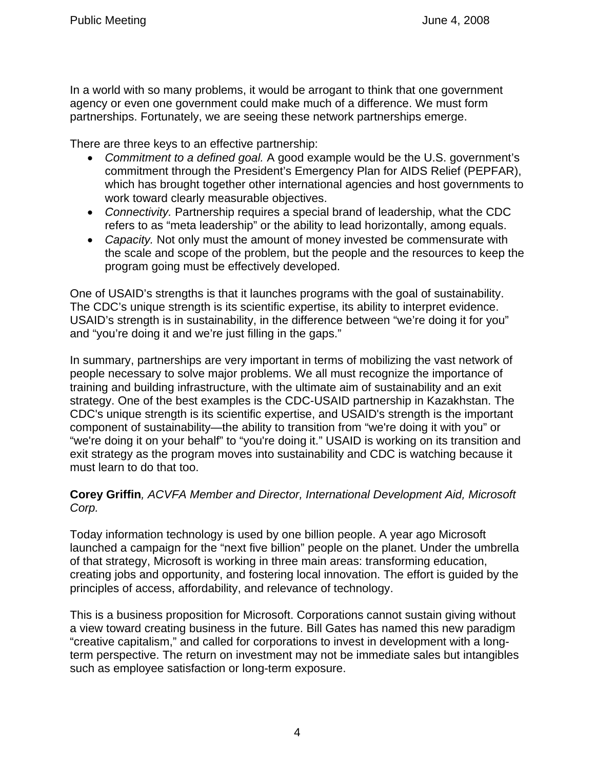In a world with so many problems, it would be arrogant to think that one government agency or even one government could make much of a difference. We must form partnerships. Fortunately, we are seeing these network partnerships emerge.

There are three keys to an effective partnership:

- *Commitment to a defined goal.* A good example would be the U.S. government's commitment through the President's Emergency Plan for AIDS Relief (PEPFAR), which has brought together other international agencies and host governments to work toward clearly measurable objectives.
- *Connectivity.* Partnership requires a special brand of leadership, what the CDC refers to as "meta leadership" or the ability to lead horizontally, among equals.
- *Capacity.* Not only must the amount of money invested be commensurate with the scale and scope of the problem, but the people and the resources to keep the program going must be effectively developed.

One of USAID's strengths is that it launches programs with the goal of sustainability. The CDC's unique strength is its scientific expertise, its ability to interpret evidence. USAID's strength is in sustainability, in the difference between "we're doing it for you" and "you're doing it and we're just filling in the gaps."

In summary, partnerships are very important in terms of mobilizing the vast network of people necessary to solve major problems. We all must recognize the importance of training and building infrastructure, with the ultimate aim of sustainability and an exit strategy. One of the best examples is the CDC-USAID partnership in Kazakhstan. The CDC's unique strength is its scientific expertise, and USAID's strength is the important component of sustainability—the ability to transition from "we're doing it with you" or "we're doing it on your behalf" to "you're doing it." USAID is working on its transition and exit strategy as the program moves into sustainability and CDC is watching because it must learn to do that too.

**Corey Griffin***, ACVFA Member and Director, International Development Aid, Microsoft Corp.*

Today information technology is used by one billion people. A year ago Microsoft launched a campaign for the "next five billion" people on the planet. Under the umbrella of that strategy, Microsoft is working in three main areas: transforming education, creating jobs and opportunity, and fostering local innovation. The effort is guided by the principles of access, affordability, and relevance of technology.

This is a business proposition for Microsoft. Corporations cannot sustain giving without a view toward creating business in the future. Bill Gates has named this new paradigm "creative capitalism," and called for corporations to invest in development with a long-term perspective. The return on investment may not be immediate sales but intangibles such as employee satisfaction or long-term exposure.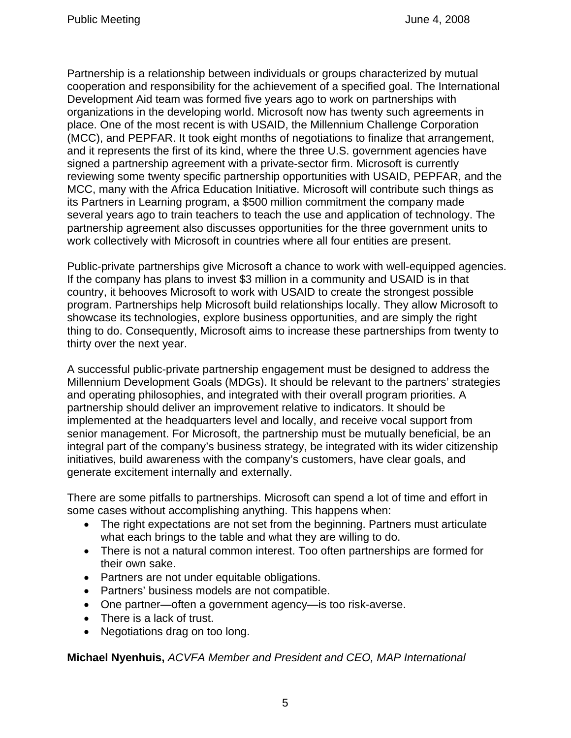Partnership is a relationship between individuals or groups characterized by mutual cooperation and responsibility for the achievement of a specified goal. The International Development Aid team was formed five years ago to work on partnerships with organizations in the developing world. Microsoft now has twenty such agreements in place. One of the most recent is with USAID, the Millennium Challenge Corporation (MCC), and PEPFAR. It took eight months of negotiations to finalize that arrangement, and it represents the first of its kind, where the three U.S. government agencies have signed a partnership agreement with a private-sector firm. Microsoft is currently reviewing some twenty specific partnership opportunities with USAID, PEPFAR, and the MCC, many with the Africa Education Initiative. Microsoft will contribute such things as its Partners in Learning program, a $500 million commitment the company made several years ago to train teachers to teach the use and application of technology. The partnership agreement also discusses opportunities for the three government units to work collectively with Microsoft in countries where all four entities are present.

Public-private partnerships give Microsoft a chance to work with well-equipped agencies. If the company has plans to invest $3 million in a community and USAID is in that country, it behooves Microsoft to work with USAID to create the strongest possible program. Partnerships help Microsoft build relationships locally. They allow Microsoft to showcase its technologies, explore business opportunities, and are simply the right thing to do. Consequently, Microsoft aims to increase these partnerships from twenty to thirty over the next year.

A successful public-private partnership engagement must be designed to address the Millennium Development Goals (MDGs). It should be relevant to the partners' strategies and operating philosophies, and integrated with their overall program priorities. A partnership should deliver an improvement relative to indicators. It should be implemented at the headquarters level and locally, and receive vocal support from senior management. For Microsoft, the partnership must be mutually beneficial, be an integral part of the company's business strategy, be integrated with its wider citizenship initiatives, build awareness with the company's customers, have clear goals, and generate excitement internally and externally.

There are some pitfalls to partnerships. Microsoft can spend a lot of time and effort in some cases without accomplishing anything. This happens when:

- The right expectations are not set from the beginning. Partners must articulate what each brings to the table and what they are willing to do.
- There is not a natural common interest. Too often partnerships are formed for their own sake.
- Partners are not under equitable obligations.
- Partners' business models are not compatible.
- One partner—often a government agency—is too risk-averse.
- There is a lack of trust.
- Negotiations drag on too long.

**Michael Nyenhuis,** *ACVFA Member and President and CEO, MAP International*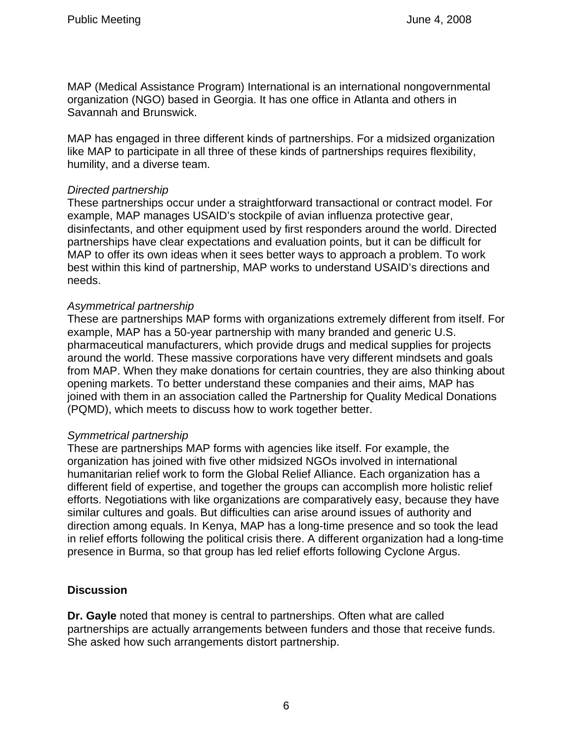MAP (Medical Assistance Program) International is an international nongovernmental organization (NGO) based in Georgia. It has one office in Atlanta and others in Savannah and Brunswick.

MAP has engaged in three different kinds of partnerships. For a midsized organization like MAP to participate in all three of these kinds of partnerships requires flexibility, humility, and a diverse team.

*Directed partnership*
These partnerships occur under a straightforward transactional or contract model. For example, MAP manages USAID's stockpile of avian influenza protective gear, disinfectants, and other equipment used by first responders around the world. Directed partnerships have clear expectations and evaluation points, but it can be difficult for MAP to offer its own ideas when it sees better ways to approach a problem. To work best within this kind of partnership, MAP works to understand USAID's directions and needs.

*Asymmetrical partnership*
These are partnerships MAP forms with organizations extremely different from itself. For example, MAP has a 50-year partnership with many branded and generic U.S. pharmaceutical manufacturers, which provide drugs and medical supplies for projects around the world. These massive corporations have very different mindsets and goals from MAP. When they make donations for certain countries, they are also thinking about opening markets. To better understand these companies and their aims, MAP has joined with them in an association called the Partnership for Quality Medical Donations (PQMD), which meets to discuss how to work together better.

*Symmetrical partnership*
These are partnerships MAP forms with agencies like itself. For example, the organization has joined with five other midsized NGOs involved in international humanitarian relief work to form the Global Relief Alliance. Each organization has a different field of expertise, and together the groups can accomplish more holistic relief efforts. Negotiations with like organizations are comparatively easy, because they have similar cultures and goals. But difficulties can arise around issues of authority and direction among equals. In Kenya, MAP has a long-time presence and so took the lead in relief efforts following the political crisis there. A different organization had a long-time presence in Burma, so that group has led relief efforts following Cyclone Argus.

**Discussion**

**Dr. Gayle** noted that money is central to partnerships. Often what are called partnerships are actually arrangements between funders and those that receive funds. She asked how such arrangements distort partnership.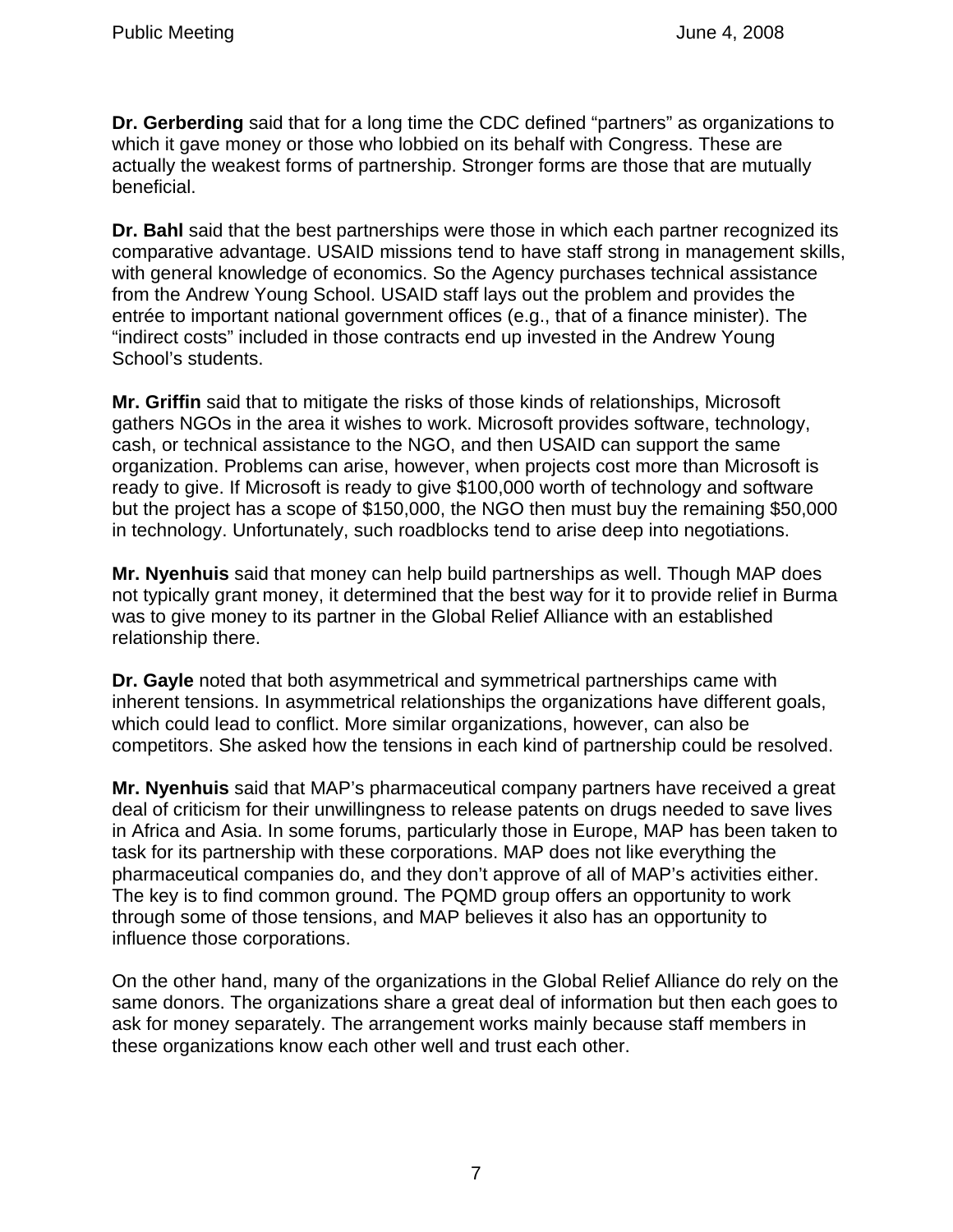**Dr. Gerberding** said that for a long time the CDC defined "partners" as organizations to which it gave money or those who lobbied on its behalf with Congress. These are actually the weakest forms of partnership. Stronger forms are those that are mutually beneficial.

**Dr. Bahl** said that the best partnerships were those in which each partner recognized its comparative advantage. USAID missions tend to have staff strong in management skills, with general knowledge of economics. So the Agency purchases technical assistance from the Andrew Young School. USAID staff lays out the problem and provides the entrée to important national government offices (e.g., that of a finance minister). The "indirect costs" included in those contracts end up invested in the Andrew Young School's students.

**Mr. Griffin** said that to mitigate the risks of those kinds of relationships, Microsoft gathers NGOs in the area it wishes to work. Microsoft provides software, technology, cash, or technical assistance to the NGO, and then USAID can support the same organization. Problems can arise, however, when projects cost more than Microsoft is ready to give. If Microsoft is ready to give $100,000 worth of technology and software but the project has a scope of $150,000, the NGO then must buy the remaining $50,000 in technology. Unfortunately, such roadblocks tend to arise deep into negotiations.

**Mr. Nyenhuis** said that money can help build partnerships as well. Though MAP does not typically grant money, it determined that the best way for it to provide relief in Burma was to give money to its partner in the Global Relief Alliance with an established relationship there.

**Dr. Gayle** noted that both asymmetrical and symmetrical partnerships came with inherent tensions. In asymmetrical relationships the organizations have different goals, which could lead to conflict. More similar organizations, however, can also be competitors. She asked how the tensions in each kind of partnership could be resolved.

**Mr. Nyenhuis** said that MAP's pharmaceutical company partners have received a great deal of criticism for their unwillingness to release patents on drugs needed to save lives in Africa and Asia. In some forums, particularly those in Europe, MAP has been taken to task for its partnership with these corporations. MAP does not like everything the pharmaceutical companies do, and they don't approve of all of MAP's activities either. The key is to find common ground. The PQMD group offers an opportunity to work through some of those tensions, and MAP believes it also has an opportunity to influence those corporations.

On the other hand, many of the organizations in the Global Relief Alliance do rely on the same donors. The organizations share a great deal of information but then each goes to ask for money separately. The arrangement works mainly because staff members in these organizations know each other well and trust each other.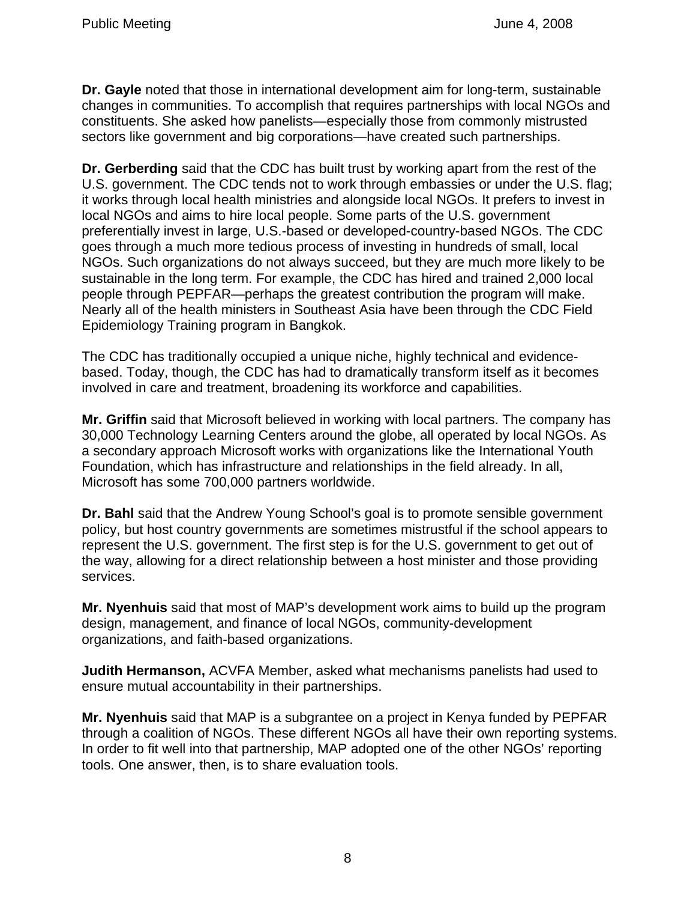**Dr. Gayle** noted that those in international development aim for long-term, sustainable changes in communities. To accomplish that requires partnerships with local NGOs and constituents. She asked how panelists—especially those from commonly mistrusted sectors like government and big corporations—have created such partnerships.

**Dr. Gerberding** said that the CDC has built trust by working apart from the rest of the U.S. government. The CDC tends not to work through embassies or under the U.S. flag; it works through local health ministries and alongside local NGOs. It prefers to invest in local NGOs and aims to hire local people. Some parts of the U.S. government preferentially invest in large, U.S.-based or developed-country-based NGOs. The CDC goes through a much more tedious process of investing in hundreds of small, local NGOs. Such organizations do not always succeed, but they are much more likely to be sustainable in the long term. For example, the CDC has hired and trained 2,000 local people through PEPFAR—perhaps the greatest contribution the program will make. Nearly all of the health ministers in Southeast Asia have been through the CDC Field Epidemiology Training program in Bangkok.

The CDC has traditionally occupied a unique niche, highly technical and evidence-based. Today, though, the CDC has had to dramatically transform itself as it becomes involved in care and treatment, broadening its workforce and capabilities.

**Mr. Griffin** said that Microsoft believed in working with local partners. The company has 30,000 Technology Learning Centers around the globe, all operated by local NGOs. As a secondary approach Microsoft works with organizations like the International Youth Foundation, which has infrastructure and relationships in the field already. In all, Microsoft has some 700,000 partners worldwide.

**Dr. Bahl** said that the Andrew Young School's goal is to promote sensible government policy, but host country governments are sometimes mistrustful if the school appears to represent the U.S. government. The first step is for the U.S. government to get out of the way, allowing for a direct relationship between a host minister and those providing services.

**Mr. Nyenhuis** said that most of MAP's development work aims to build up the program design, management, and finance of local NGOs, community-development organizations, and faith-based organizations.

**Judith Hermanson,** ACVFA Member, asked what mechanisms panelists had used to ensure mutual accountability in their partnerships.

**Mr. Nyenhuis** said that MAP is a subgrantee on a project in Kenya funded by PEPFAR through a coalition of NGOs. These different NGOs all have their own reporting systems. In order to fit well into that partnership, MAP adopted one of the other NGOs' reporting tools. One answer, then, is to share evaluation tools.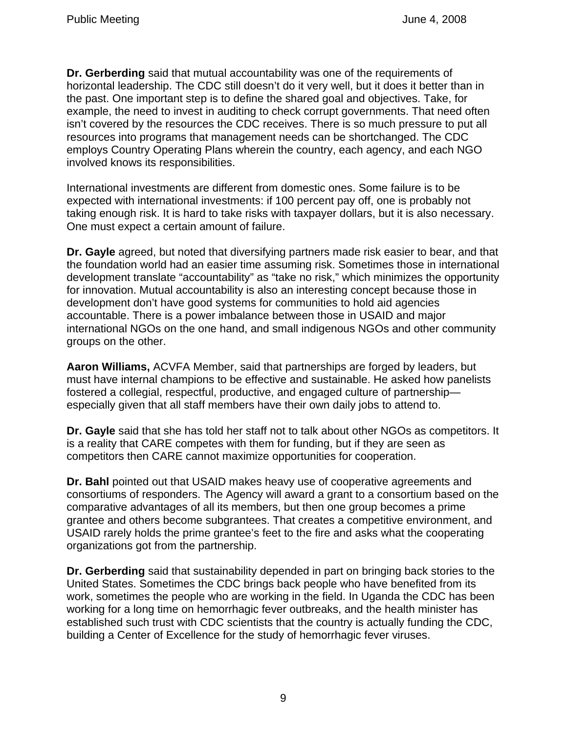**Dr. Gerberding** said that mutual accountability was one of the requirements of horizontal leadership. The CDC still doesn't do it very well, but it does it better than in the past. One important step is to define the shared goal and objectives. Take, for example, the need to invest in auditing to check corrupt governments. That need often isn't covered by the resources the CDC receives. There is so much pressure to put all resources into programs that management needs can be shortchanged. The CDC employs Country Operating Plans wherein the country, each agency, and each NGO involved knows its responsibilities.

International investments are different from domestic ones. Some failure is to be expected with international investments: if 100 percent pay off, one is probably not taking enough risk. It is hard to take risks with taxpayer dollars, but it is also necessary. One must expect a certain amount of failure.

**Dr. Gayle** agreed, but noted that diversifying partners made risk easier to bear, and that the foundation world had an easier time assuming risk. Sometimes those in international development translate "accountability" as "take no risk," which minimizes the opportunity for innovation. Mutual accountability is also an interesting concept because those in development don't have good systems for communities to hold aid agencies accountable. There is a power imbalance between those in USAID and major international NGOs on the one hand, and small indigenous NGOs and other community groups on the other.

**Aaron Williams,** ACVFA Member, said that partnerships are forged by leaders, but must have internal champions to be effective and sustainable. He asked how panelists fostered a collegial, respectful, productive, and engaged culture of partnership—especially given that all staff members have their own daily jobs to attend to.

**Dr. Gayle** said that she has told her staff not to talk about other NGOs as competitors. It is a reality that CARE competes with them for funding, but if they are seen as competitors then CARE cannot maximize opportunities for cooperation.

**Dr. Bahl** pointed out that USAID makes heavy use of cooperative agreements and consortiums of responders. The Agency will award a grant to a consortium based on the comparative advantages of all its members, but then one group becomes a prime grantee and others become subgrantees. That creates a competitive environment, and USAID rarely holds the prime grantee's feet to the fire and asks what the cooperating organizations got from the partnership.

**Dr. Gerberding** said that sustainability depended in part on bringing back stories to the United States. Sometimes the CDC brings back people who have benefited from its work, sometimes the people who are working in the field. In Uganda the CDC has been working for a long time on hemorrhagic fever outbreaks, and the health minister has established such trust with CDC scientists that the country is actually funding the CDC, building a Center of Excellence for the study of hemorrhagic fever viruses.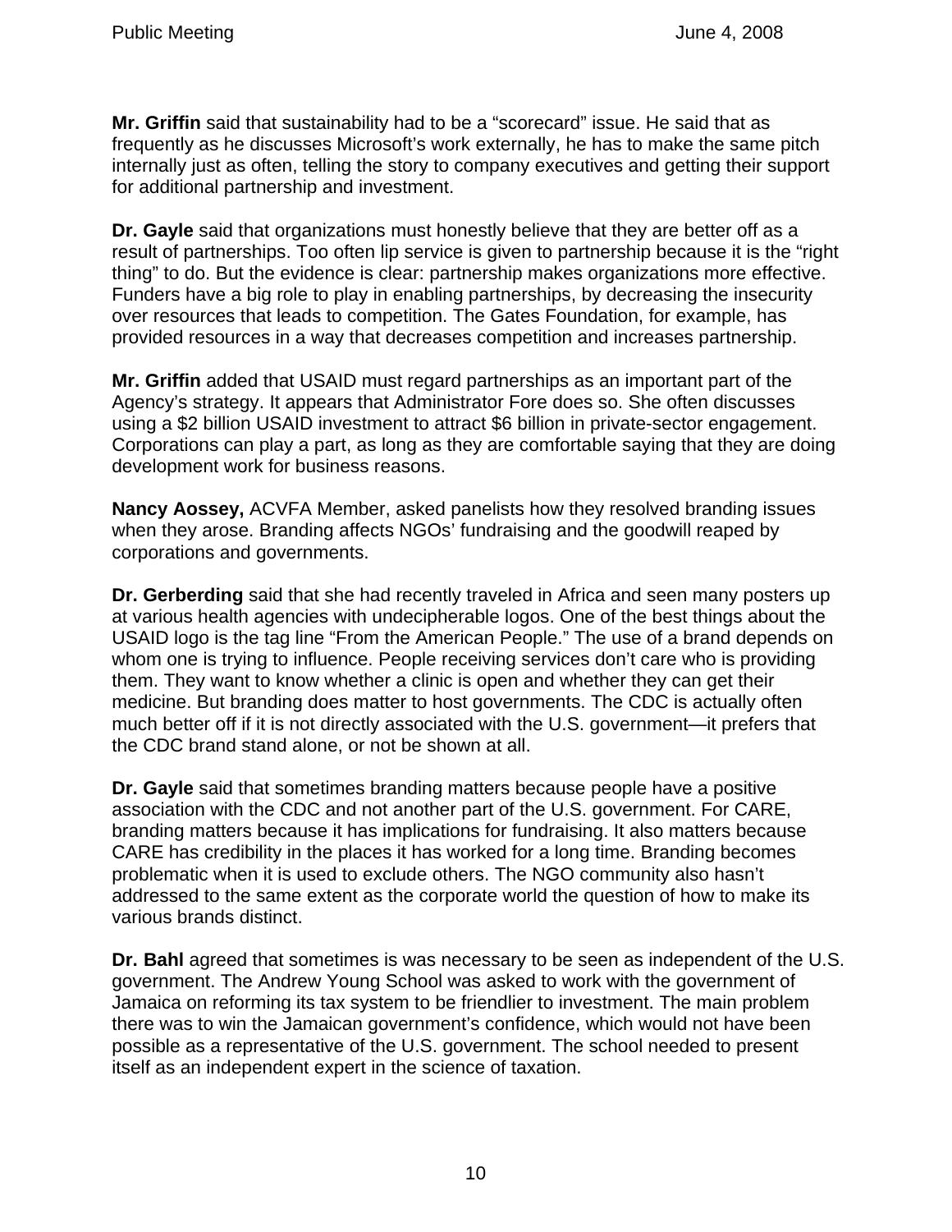**Mr. Griffin** said that sustainability had to be a "scorecard" issue. He said that as frequently as he discusses Microsoft's work externally, he has to make the same pitch internally just as often, telling the story to company executives and getting their support for additional partnership and investment.

**Dr. Gayle** said that organizations must honestly believe that they are better off as a result of partnerships. Too often lip service is given to partnership because it is the "right thing" to do. But the evidence is clear: partnership makes organizations more effective. Funders have a big role to play in enabling partnerships, by decreasing the insecurity over resources that leads to competition. The Gates Foundation, for example, has provided resources in a way that decreases competition and increases partnership.

**Mr. Griffin** added that USAID must regard partnerships as an important part of the Agency's strategy. It appears that Administrator Fore does so. She often discusses using a $2 billion USAID investment to attract $6 billion in private-sector engagement. Corporations can play a part, as long as they are comfortable saying that they are doing development work for business reasons.

**Nancy Aossey,** ACVFA Member, asked panelists how they resolved branding issues when they arose. Branding affects NGOs' fundraising and the goodwill reaped by corporations and governments.

**Dr. Gerberding** said that she had recently traveled in Africa and seen many posters up at various health agencies with undecipherable logos. One of the best things about the USAID logo is the tag line "From the American People." The use of a brand depends on whom one is trying to influence. People receiving services don't care who is providing them. They want to know whether a clinic is open and whether they can get their medicine. But branding does matter to host governments. The CDC is actually often much better off if it is not directly associated with the U.S. government—it prefers that the CDC brand stand alone, or not be shown at all.

**Dr. Gayle** said that sometimes branding matters because people have a positive association with the CDC and not another part of the U.S. government. For CARE, branding matters because it has implications for fundraising. It also matters because CARE has credibility in the places it has worked for a long time. Branding becomes problematic when it is used to exclude others. The NGO community also hasn't addressed to the same extent as the corporate world the question of how to make its various brands distinct.

**Dr. Bahl** agreed that sometimes is was necessary to be seen as independent of the U.S. government. The Andrew Young School was asked to work with the government of Jamaica on reforming its tax system to be friendlier to investment. The main problem there was to win the Jamaican government's confidence, which would not have been possible as a representative of the U.S. government. The school needed to present itself as an independent expert in the science of taxation.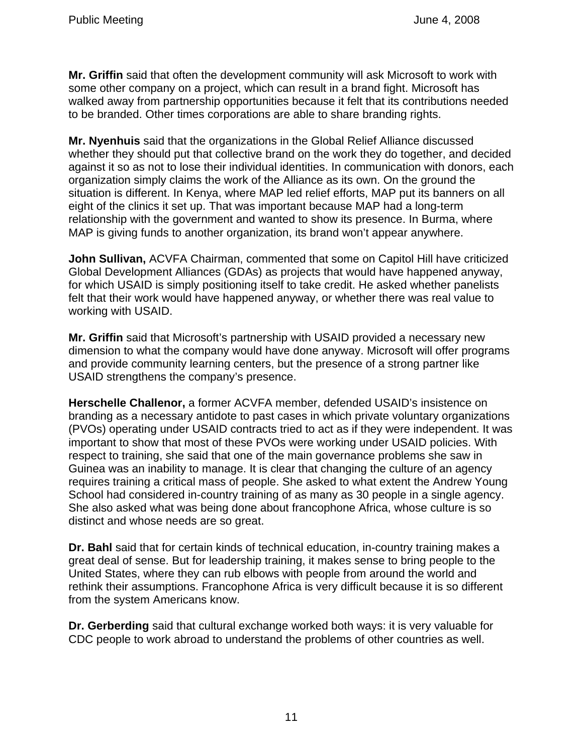**Mr. Griffin** said that often the development community will ask Microsoft to work with some other company on a project, which can result in a brand fight. Microsoft has walked away from partnership opportunities because it felt that its contributions needed to be branded. Other times corporations are able to share branding rights.

**Mr. Nyenhuis** said that the organizations in the Global Relief Alliance discussed whether they should put that collective brand on the work they do together, and decided against it so as not to lose their individual identities. In communication with donors, each organization simply claims the work of the Alliance as its own. On the ground the situation is different. In Kenya, where MAP led relief efforts, MAP put its banners on all eight of the clinics it set up. That was important because MAP had a long-term relationship with the government and wanted to show its presence. In Burma, where MAP is giving funds to another organization, its brand won't appear anywhere.

**John Sullivan,** ACVFA Chairman, commented that some on Capitol Hill have criticized Global Development Alliances (GDAs) as projects that would have happened anyway, for which USAID is simply positioning itself to take credit. He asked whether panelists felt that their work would have happened anyway, or whether there was real value to working with USAID.

**Mr. Griffin** said that Microsoft's partnership with USAID provided a necessary new dimension to what the company would have done anyway. Microsoft will offer programs and provide community learning centers, but the presence of a strong partner like USAID strengthens the company's presence.

**Herschelle Challenor,** a former ACVFA member, defended USAID's insistence on branding as a necessary antidote to past cases in which private voluntary organizations (PVOs) operating under USAID contracts tried to act as if they were independent. It was important to show that most of these PVOs were working under USAID policies. With respect to training, she said that one of the main governance problems she saw in Guinea was an inability to manage. It is clear that changing the culture of an agency requires training a critical mass of people. She asked to what extent the Andrew Young School had considered in-country training of as many as 30 people in a single agency. She also asked what was being done about francophone Africa, whose culture is so distinct and whose needs are so great.

**Dr. Bahl** said that for certain kinds of technical education, in-country training makes a great deal of sense. But for leadership training, it makes sense to bring people to the United States, where they can rub elbows with people from around the world and rethink their assumptions. Francophone Africa is very difficult because it is so different from the system Americans know.

**Dr. Gerberding** said that cultural exchange worked both ways: it is very valuable for CDC people to work abroad to understand the problems of other countries as well.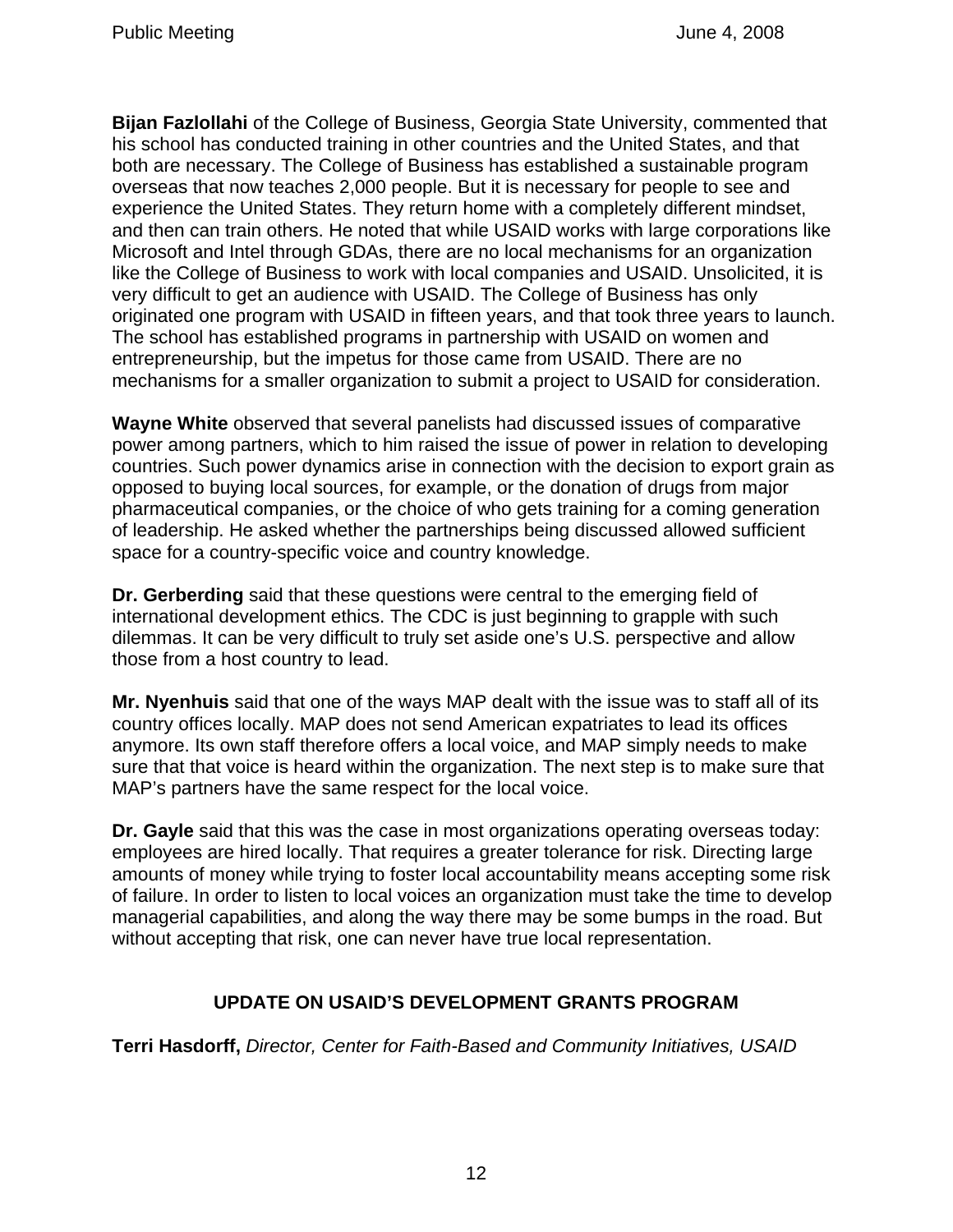**Bijan Fazlollahi** of the College of Business, Georgia State University, commented that his school has conducted training in other countries and the United States, and that both are necessary. The College of Business has established a sustainable program overseas that now teaches 2,000 people. But it is necessary for people to see and experience the United States. They return home with a completely different mindset, and then can train others. He noted that while USAID works with large corporations like Microsoft and Intel through GDAs, there are no local mechanisms for an organization like the College of Business to work with local companies and USAID. Unsolicited, it is very difficult to get an audience with USAID. The College of Business has only originated one program with USAID in fifteen years, and that took three years to launch. The school has established programs in partnership with USAID on women and entrepreneurship, but the impetus for those came from USAID. There are no mechanisms for a smaller organization to submit a project to USAID for consideration.

**Wayne White** observed that several panelists had discussed issues of comparative power among partners, which to him raised the issue of power in relation to developing countries. Such power dynamics arise in connection with the decision to export grain as opposed to buying local sources, for example, or the donation of drugs from major pharmaceutical companies, or the choice of who gets training for a coming generation of leadership. He asked whether the partnerships being discussed allowed sufficient space for a country-specific voice and country knowledge.

**Dr. Gerberding** said that these questions were central to the emerging field of international development ethics. The CDC is just beginning to grapple with such dilemmas. It can be very difficult to truly set aside one's U.S. perspective and allow those from a host country to lead.

**Mr. Nyenhuis** said that one of the ways MAP dealt with the issue was to staff all of its country offices locally. MAP does not send American expatriates to lead its offices anymore. Its own staff therefore offers a local voice, and MAP simply needs to make sure that that voice is heard within the organization. The next step is to make sure that MAP's partners have the same respect for the local voice.

**Dr. Gayle** said that this was the case in most organizations operating overseas today: employees are hired locally. That requires a greater tolerance for risk. Directing large amounts of money while trying to foster local accountability means accepting some risk of failure. In order to listen to local voices an organization must take the time to develop managerial capabilities, and along the way there may be some bumps in the road. But without accepting that risk, one can never have true local representation.

## UPDATE ON USAID'S DEVELOPMENT GRANTS PROGRAM

**Terri Hasdorff,** *Director, Center for Faith-Based and Community Initiatives, USAID*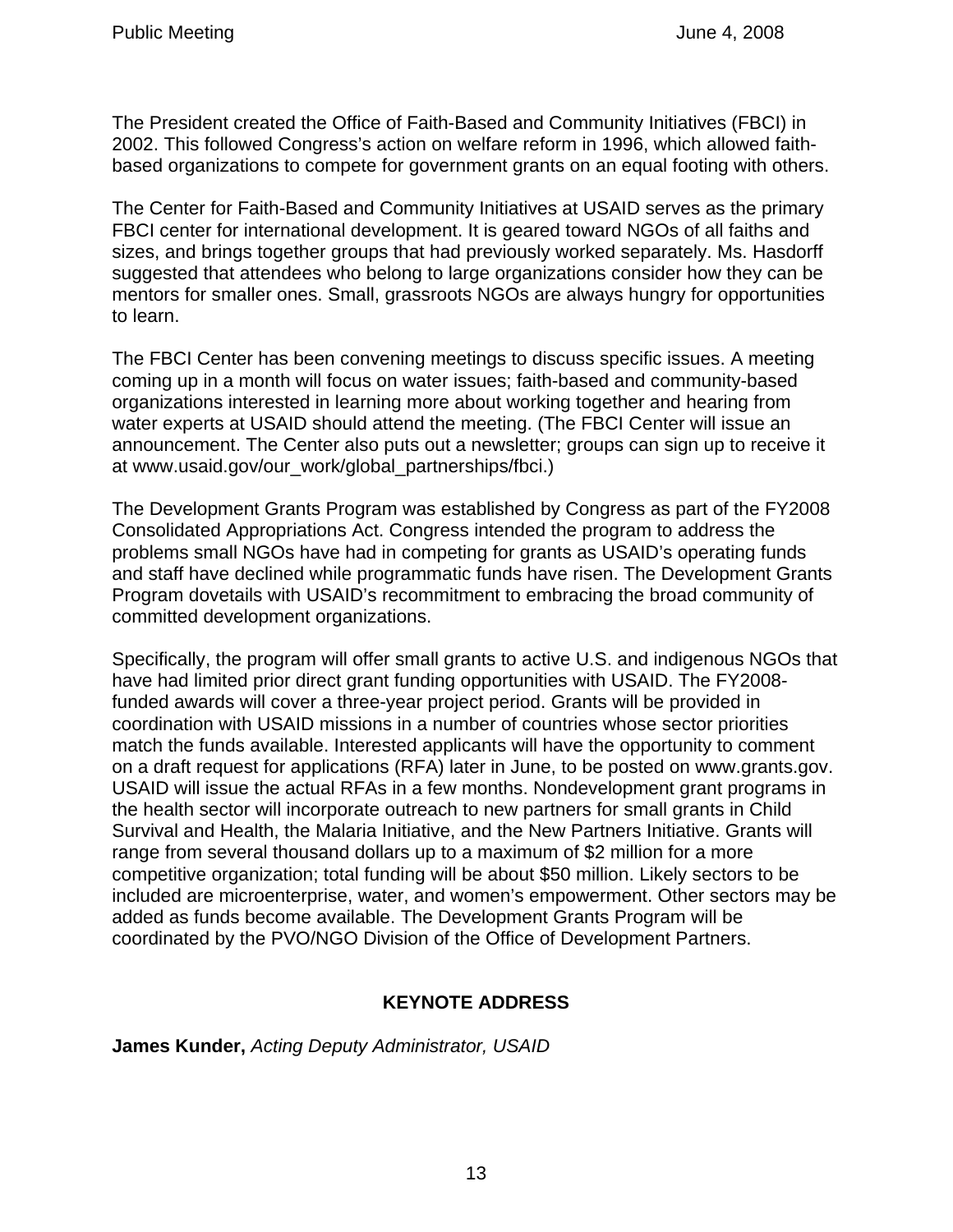The President created the Office of Faith-Based and Community Initiatives (FBCI) in 2002. This followed Congress's action on welfare reform in 1996, which allowed faith-based organizations to compete for government grants on an equal footing with others.

The Center for Faith-Based and Community Initiatives at USAID serves as the primary FBCI center for international development. It is geared toward NGOs of all faiths and sizes, and brings together groups that had previously worked separately. Ms. Hasdorff suggested that attendees who belong to large organizations consider how they can be mentors for smaller ones. Small, grassroots NGOs are always hungry for opportunities to learn.

The FBCI Center has been convening meetings to discuss specific issues. A meeting coming up in a month will focus on water issues; faith-based and community-based organizations interested in learning more about working together and hearing from water experts at USAID should attend the meeting. (The FBCI Center will issue an announcement. The Center also puts out a newsletter; groups can sign up to receive it at www.usaid.gov/our_work/global_partnerships/fbci.)

The Development Grants Program was established by Congress as part of the FY2008 Consolidated Appropriations Act. Congress intended the program to address the problems small NGOs have had in competing for grants as USAID's operating funds and staff have declined while programmatic funds have risen. The Development Grants Program dovetails with USAID's recommitment to embracing the broad community of committed development organizations.

Specifically, the program will offer small grants to active U.S. and indigenous NGOs that have had limited prior direct grant funding opportunities with USAID. The FY2008-funded awards will cover a three-year project period. Grants will be provided in coordination with USAID missions in a number of countries whose sector priorities match the funds available. Interested applicants will have the opportunity to comment on a draft request for applications (RFA) later in June, to be posted on www.grants.gov. USAID will issue the actual RFAs in a few months. Nondevelopment grant programs in the health sector will incorporate outreach to new partners for small grants in Child Survival and Health, the Malaria Initiative, and the New Partners Initiative. Grants will range from several thousand dollars up to a maximum of $2 million for a more competitive organization; total funding will be about $50 million. Likely sectors to be included are microenterprise, water, and women's empowerment. Other sectors may be added as funds become available. The Development Grants Program will be coordinated by the PVO/NGO Division of the Office of Development Partners.

## KEYNOTE ADDRESS

**James Kunder,** *Acting Deputy Administrator, USAID*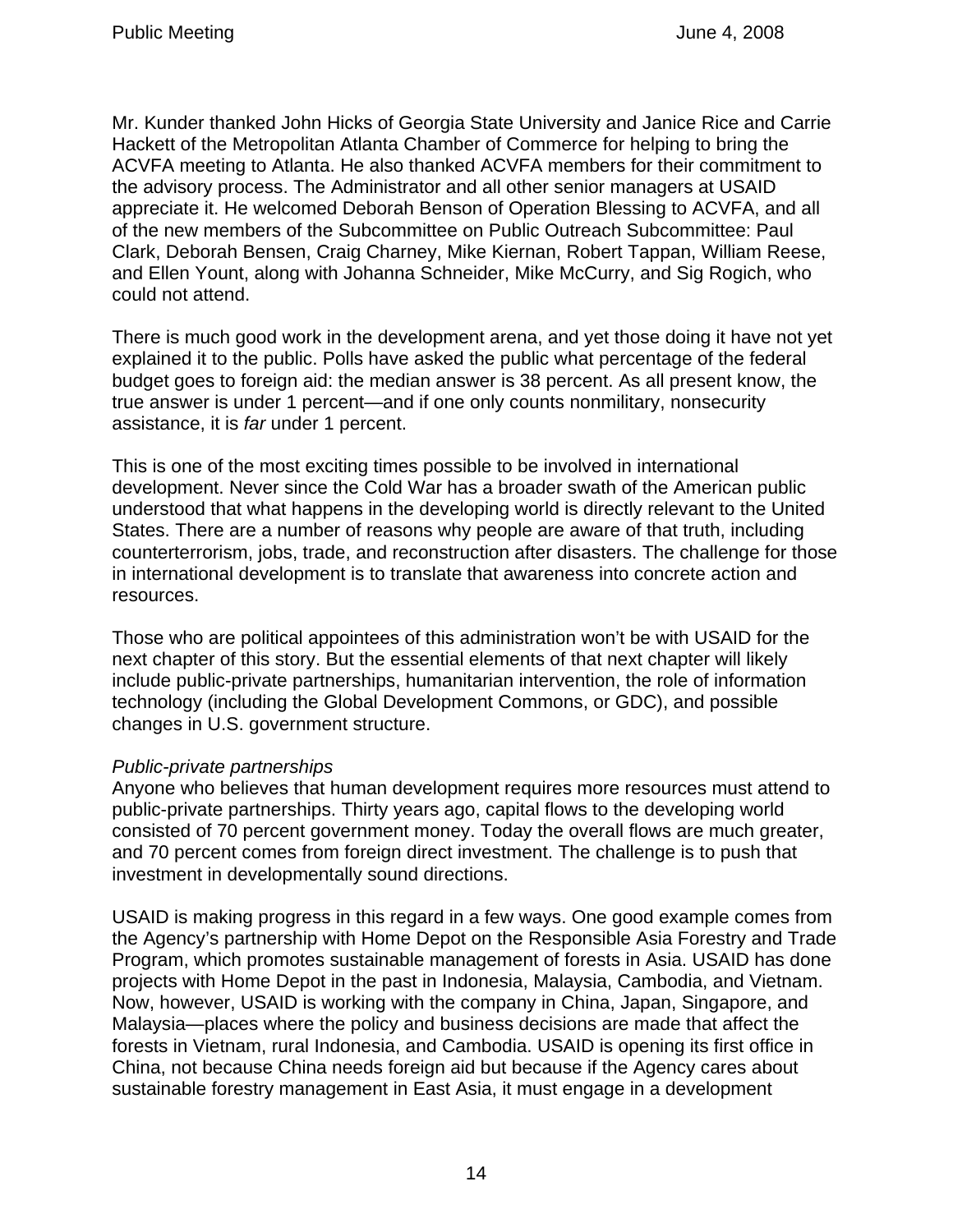Mr. Kunder thanked John Hicks of Georgia State University and Janice Rice and Carrie Hackett of the Metropolitan Atlanta Chamber of Commerce for helping to bring the ACVFA meeting to Atlanta. He also thanked ACVFA members for their commitment to the advisory process. The Administrator and all other senior managers at USAID appreciate it. He welcomed Deborah Benson of Operation Blessing to ACVFA, and all of the new members of the Subcommittee on Public Outreach Subcommittee: Paul Clark, Deborah Bensen, Craig Charney, Mike Kiernan, Robert Tappan, William Reese, and Ellen Yount, along with Johanna Schneider, Mike McCurry, and Sig Rogich, who could not attend.

There is much good work in the development arena, and yet those doing it have not yet explained it to the public. Polls have asked the public what percentage of the federal budget goes to foreign aid: the median answer is 38 percent. As all present know, the true answer is under 1 percent—and if one only counts nonmilitary, nonsecurity assistance, it is *far* under 1 percent.

This is one of the most exciting times possible to be involved in international development. Never since the Cold War has a broader swath of the American public understood that what happens in the developing world is directly relevant to the United States. There are a number of reasons why people are aware of that truth, including counterterrorism, jobs, trade, and reconstruction after disasters. The challenge for those in international development is to translate that awareness into concrete action and resources.

Those who are political appointees of this administration won't be with USAID for the next chapter of this story. But the essential elements of that next chapter will likely include public-private partnerships, humanitarian intervention, the role of information technology (including the Global Development Commons, or GDC), and possible changes in U.S. government structure.

*Public-private partnerships*
Anyone who believes that human development requires more resources must attend to public-private partnerships. Thirty years ago, capital flows to the developing world consisted of 70 percent government money. Today the overall flows are much greater, and 70 percent comes from foreign direct investment. The challenge is to push that investment in developmentally sound directions.

USAID is making progress in this regard in a few ways. One good example comes from the Agency's partnership with Home Depot on the Responsible Asia Forestry and Trade Program, which promotes sustainable management of forests in Asia. USAID has done projects with Home Depot in the past in Indonesia, Malaysia, Cambodia, and Vietnam. Now, however, USAID is working with the company in China, Japan, Singapore, and Malaysia—places where the policy and business decisions are made that affect the forests in Vietnam, rural Indonesia, and Cambodia. USAID is opening its first office in China, not because China needs foreign aid but because if the Agency cares about sustainable forestry management in East Asia, it must engage in a development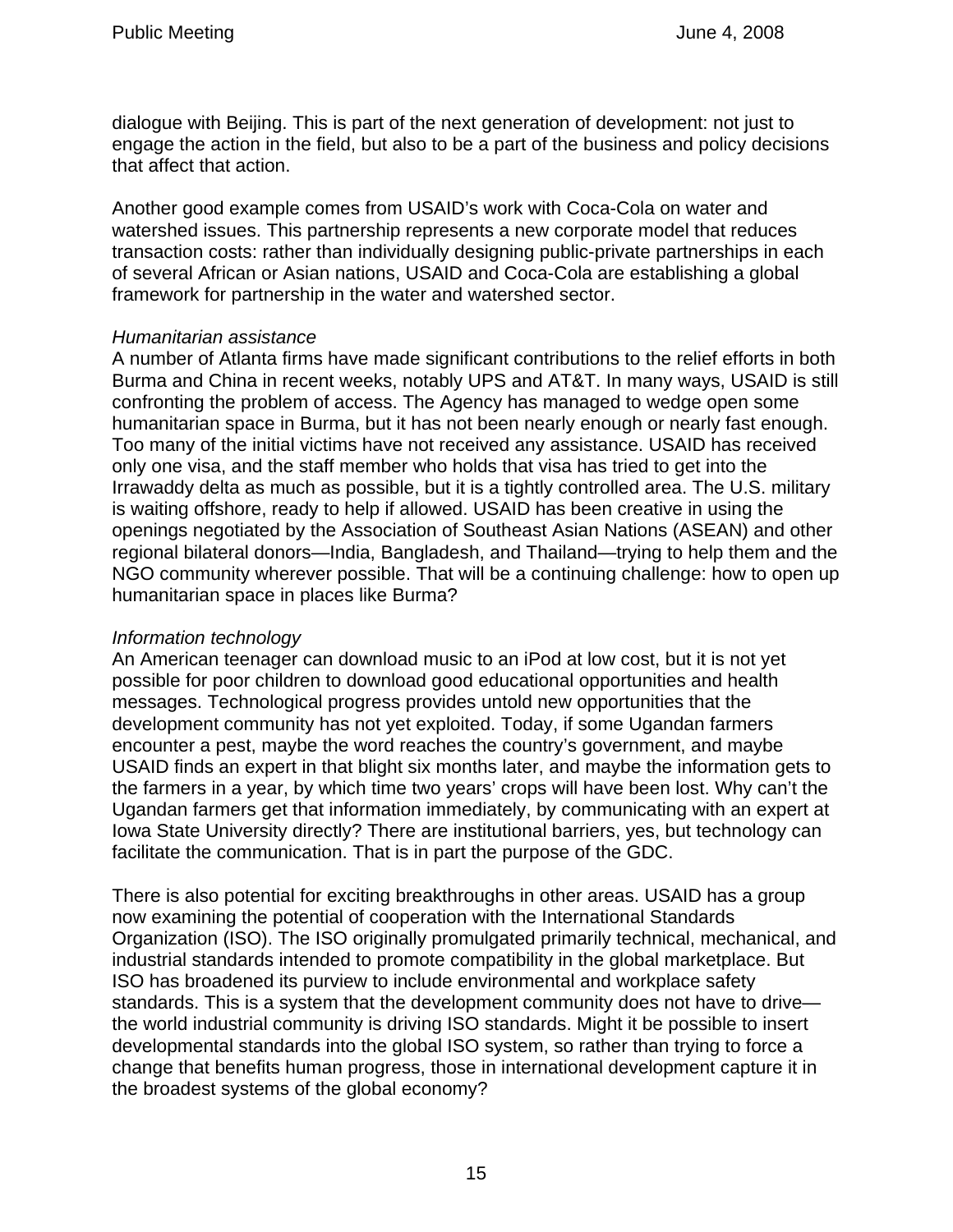dialogue with Beijing. This is part of the next generation of development: not just to engage the action in the field, but also to be a part of the business and policy decisions that affect that action.

Another good example comes from USAID's work with Coca-Cola on water and watershed issues. This partnership represents a new corporate model that reduces transaction costs: rather than individually designing public-private partnerships in each of several African or Asian nations, USAID and Coca-Cola are establishing a global framework for partnership in the water and watershed sector.

*Humanitarian assistance*

A number of Atlanta firms have made significant contributions to the relief efforts in both Burma and China in recent weeks, notably UPS and AT&T. In many ways, USAID is still confronting the problem of access. The Agency has managed to wedge open some humanitarian space in Burma, but it has not been nearly enough or nearly fast enough. Too many of the initial victims have not received any assistance. USAID has received only one visa, and the staff member who holds that visa has tried to get into the Irrawaddy delta as much as possible, but it is a tightly controlled area. The U.S. military is waiting offshore, ready to help if allowed. USAID has been creative in using the openings negotiated by the Association of Southeast Asian Nations (ASEAN) and other regional bilateral donors—India, Bangladesh, and Thailand—trying to help them and the NGO community wherever possible. That will be a continuing challenge: how to open up humanitarian space in places like Burma?

*Information technology*

An American teenager can download music to an iPod at low cost, but it is not yet possible for poor children to download good educational opportunities and health messages. Technological progress provides untold new opportunities that the development community has not yet exploited. Today, if some Ugandan farmers encounter a pest, maybe the word reaches the country's government, and maybe USAID finds an expert in that blight six months later, and maybe the information gets to the farmers in a year, by which time two years' crops will have been lost. Why can't the Ugandan farmers get that information immediately, by communicating with an expert at Iowa State University directly? There are institutional barriers, yes, but technology can facilitate the communication. That is in part the purpose of the GDC.

There is also potential for exciting breakthroughs in other areas. USAID has a group now examining the potential of cooperation with the International Standards Organization (ISO). The ISO originally promulgated primarily technical, mechanical, and industrial standards intended to promote compatibility in the global marketplace. But ISO has broadened its purview to include environmental and workplace safety standards. This is a system that the development community does not have to drive—the world industrial community is driving ISO standards. Might it be possible to insert developmental standards into the global ISO system, so rather than trying to force a change that benefits human progress, those in international development capture it in the broadest systems of the global economy?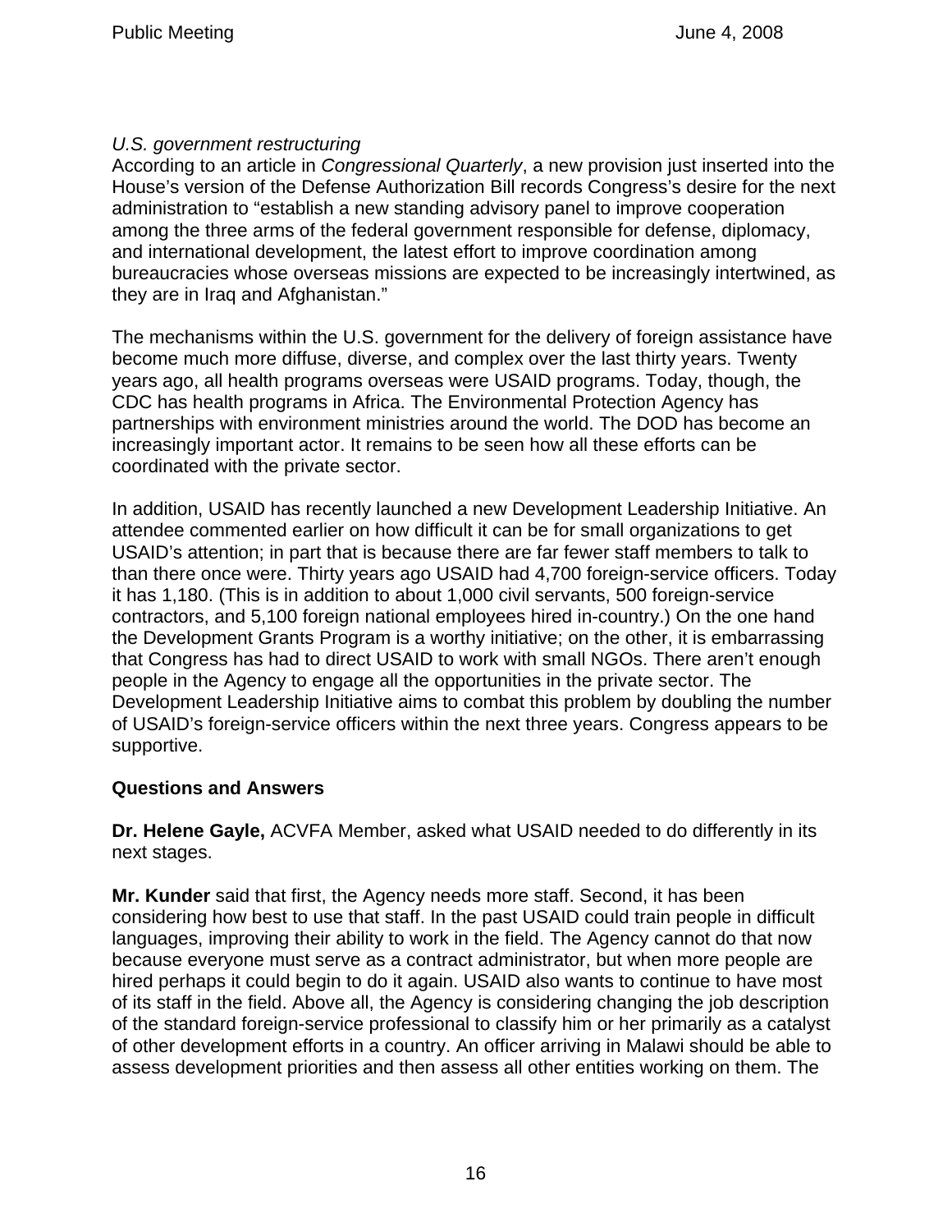*U.S. government restructuring*

According to an article in *Congressional Quarterly*, a new provision just inserted into the House's version of the Defense Authorization Bill records Congress's desire for the next administration to "establish a new standing advisory panel to improve cooperation among the three arms of the federal government responsible for defense, diplomacy, and international development, the latest effort to improve coordination among bureaucracies whose overseas missions are expected to be increasingly intertwined, as they are in Iraq and Afghanistan."

The mechanisms within the U.S. government for the delivery of foreign assistance have become much more diffuse, diverse, and complex over the last thirty years. Twenty years ago, all health programs overseas were USAID programs. Today, though, the CDC has health programs in Africa. The Environmental Protection Agency has partnerships with environment ministries around the world. The DOD has become an increasingly important actor. It remains to be seen how all these efforts can be coordinated with the private sector.

In addition, USAID has recently launched a new Development Leadership Initiative. An attendee commented earlier on how difficult it can be for small organizations to get USAID's attention; in part that is because there are far fewer staff members to talk to than there once were. Thirty years ago USAID had 4,700 foreign-service officers. Today it has 1,180. (This is in addition to about 1,000 civil servants, 500 foreign-service contractors, and 5,100 foreign national employees hired in-country.) On the one hand the Development Grants Program is a worthy initiative; on the other, it is embarrassing that Congress has had to direct USAID to work with small NGOs. There aren't enough people in the Agency to engage all the opportunities in the private sector. The Development Leadership Initiative aims to combat this problem by doubling the number of USAID's foreign-service officers within the next three years. Congress appears to be supportive.

## Questions and Answers

**Dr. Helene Gayle,** ACVFA Member, asked what USAID needed to do differently in its next stages.

**Mr. Kunder** said that first, the Agency needs more staff. Second, it has been considering how best to use that staff. In the past USAID could train people in difficult languages, improving their ability to work in the field. The Agency cannot do that now because everyone must serve as a contract administrator, but when more people are hired perhaps it could begin to do it again. USAID also wants to continue to have most of its staff in the field. Above all, the Agency is considering changing the job description of the standard foreign-service professional to classify him or her primarily as a catalyst of other development efforts in a country. An officer arriving in Malawi should be able to assess development priorities and then assess all other entities working on them. The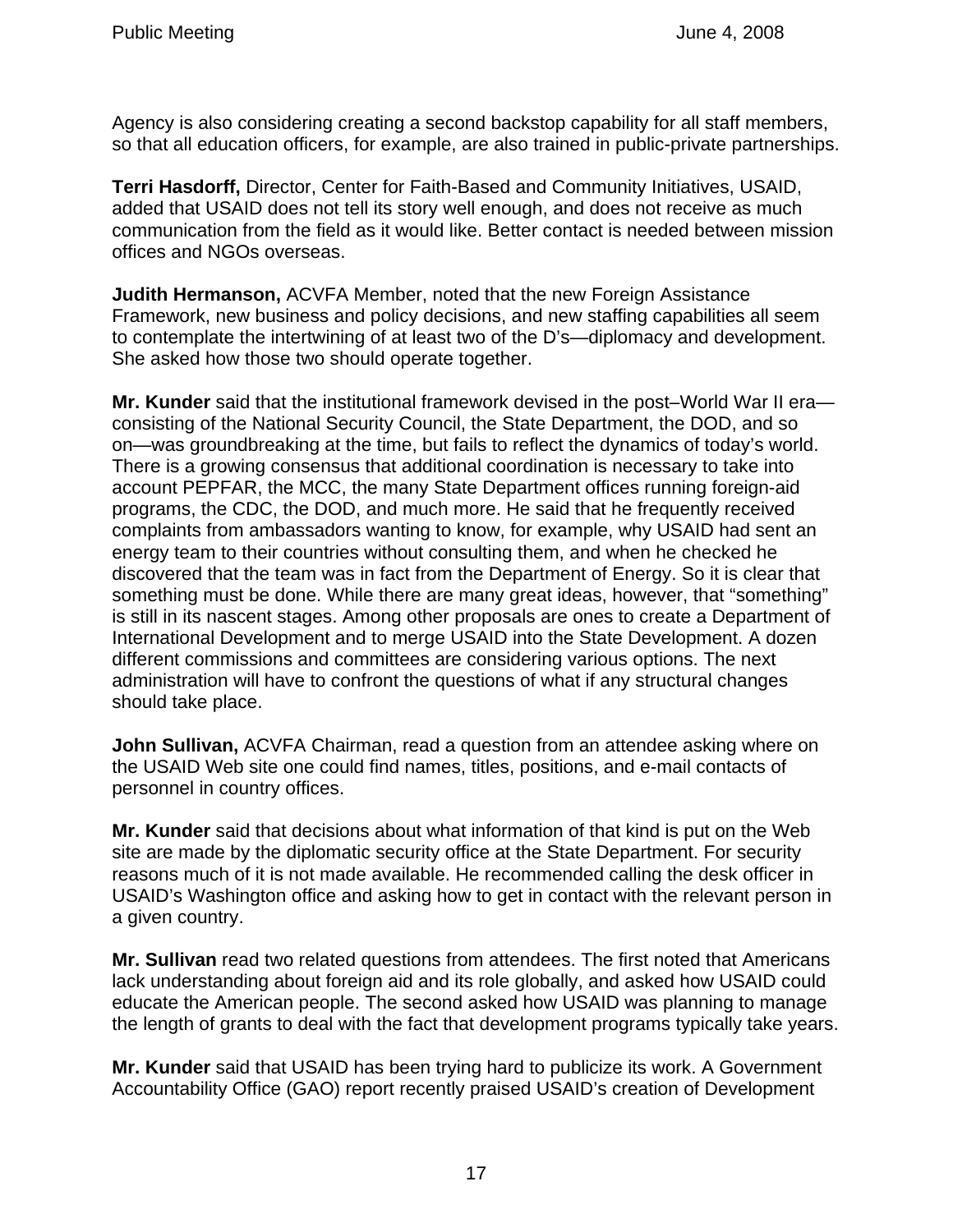Agency is also considering creating a second backstop capability for all staff members, so that all education officers, for example, are also trained in public-private partnerships.

**Terri Hasdorff,** Director, Center for Faith-Based and Community Initiatives, USAID, added that USAID does not tell its story well enough, and does not receive as much communication from the field as it would like. Better contact is needed between mission offices and NGOs overseas.

**Judith Hermanson,** ACVFA Member, noted that the new Foreign Assistance Framework, new business and policy decisions, and new staffing capabilities all seem to contemplate the intertwining of at least two of the D's—diplomacy and development. She asked how those two should operate together.

**Mr. Kunder** said that the institutional framework devised in the post–World War II era—consisting of the National Security Council, the State Department, the DOD, and so on—was groundbreaking at the time, but fails to reflect the dynamics of today's world. There is a growing consensus that additional coordination is necessary to take into account PEPFAR, the MCC, the many State Department offices running foreign-aid programs, the CDC, the DOD, and much more. He said that he frequently received complaints from ambassadors wanting to know, for example, why USAID had sent an energy team to their countries without consulting them, and when he checked he discovered that the team was in fact from the Department of Energy. So it is clear that something must be done. While there are many great ideas, however, that "something" is still in its nascent stages. Among other proposals are ones to create a Department of International Development and to merge USAID into the State Development. A dozen different commissions and committees are considering various options. The next administration will have to confront the questions of what if any structural changes should take place.

**John Sullivan,** ACVFA Chairman, read a question from an attendee asking where on the USAID Web site one could find names, titles, positions, and e-mail contacts of personnel in country offices.

**Mr. Kunder** said that decisions about what information of that kind is put on the Web site are made by the diplomatic security office at the State Department. For security reasons much of it is not made available. He recommended calling the desk officer in USAID's Washington office and asking how to get in contact with the relevant person in a given country.

**Mr. Sullivan** read two related questions from attendees. The first noted that Americans lack understanding about foreign aid and its role globally, and asked how USAID could educate the American people. The second asked how USAID was planning to manage the length of grants to deal with the fact that development programs typically take years.

**Mr. Kunder** said that USAID has been trying hard to publicize its work. A Government Accountability Office (GAO) report recently praised USAID's creation of Development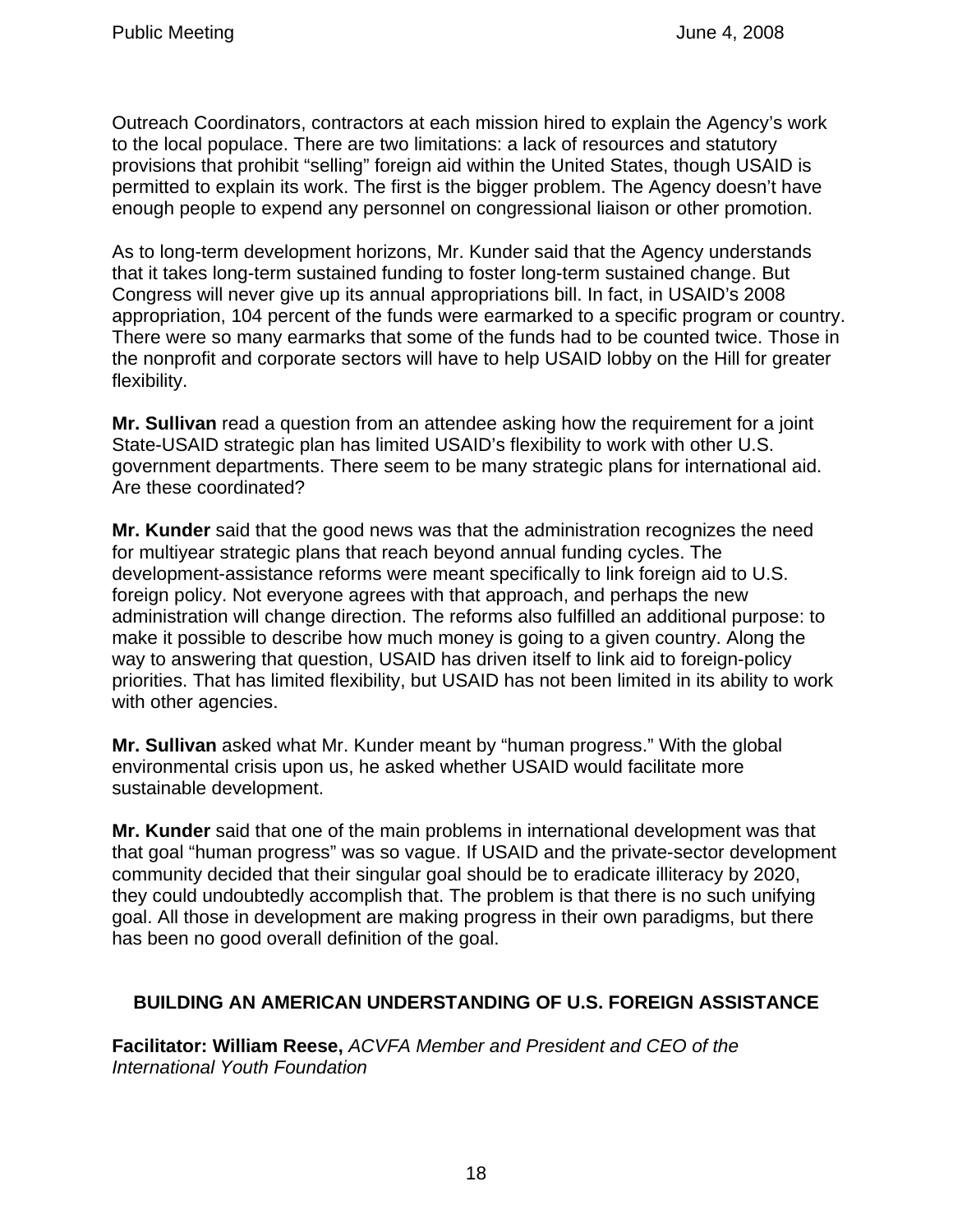Outreach Coordinators, contractors at each mission hired to explain the Agency's work to the local populace. There are two limitations: a lack of resources and statutory provisions that prohibit "selling" foreign aid within the United States, though USAID is permitted to explain its work. The first is the bigger problem. The Agency doesn't have enough people to expend any personnel on congressional liaison or other promotion.

As to long-term development horizons, Mr. Kunder said that the Agency understands that it takes long-term sustained funding to foster long-term sustained change. But Congress will never give up its annual appropriations bill. In fact, in USAID's 2008 appropriation, 104 percent of the funds were earmarked to a specific program or country. There were so many earmarks that some of the funds had to be counted twice. Those in the nonprofit and corporate sectors will have to help USAID lobby on the Hill for greater flexibility.

**Mr. Sullivan** read a question from an attendee asking how the requirement for a joint State-USAID strategic plan has limited USAID's flexibility to work with other U.S. government departments. There seem to be many strategic plans for international aid. Are these coordinated?

**Mr. Kunder** said that the good news was that the administration recognizes the need for multiyear strategic plans that reach beyond annual funding cycles. The development-assistance reforms were meant specifically to link foreign aid to U.S. foreign policy. Not everyone agrees with that approach, and perhaps the new administration will change direction. The reforms also fulfilled an additional purpose: to make it possible to describe how much money is going to a given country. Along the way to answering that question, USAID has driven itself to link aid to foreign-policy priorities. That has limited flexibility, but USAID has not been limited in its ability to work with other agencies.

**Mr. Sullivan** asked what Mr. Kunder meant by "human progress." With the global environmental crisis upon us, he asked whether USAID would facilitate more sustainable development.

**Mr. Kunder** said that one of the main problems in international development was that that goal "human progress" was so vague. If USAID and the private-sector development community decided that their singular goal should be to eradicate illiteracy by 2020, they could undoubtedly accomplish that. The problem is that there is no such unifying goal. All those in development are making progress in their own paradigms, but there has been no good overall definition of the goal.

## BUILDING AN AMERICAN UNDERSTANDING OF U.S. FOREIGN ASSISTANCE

**Facilitator: William Reese,** *ACVFA Member and President and CEO of the International Youth Foundation*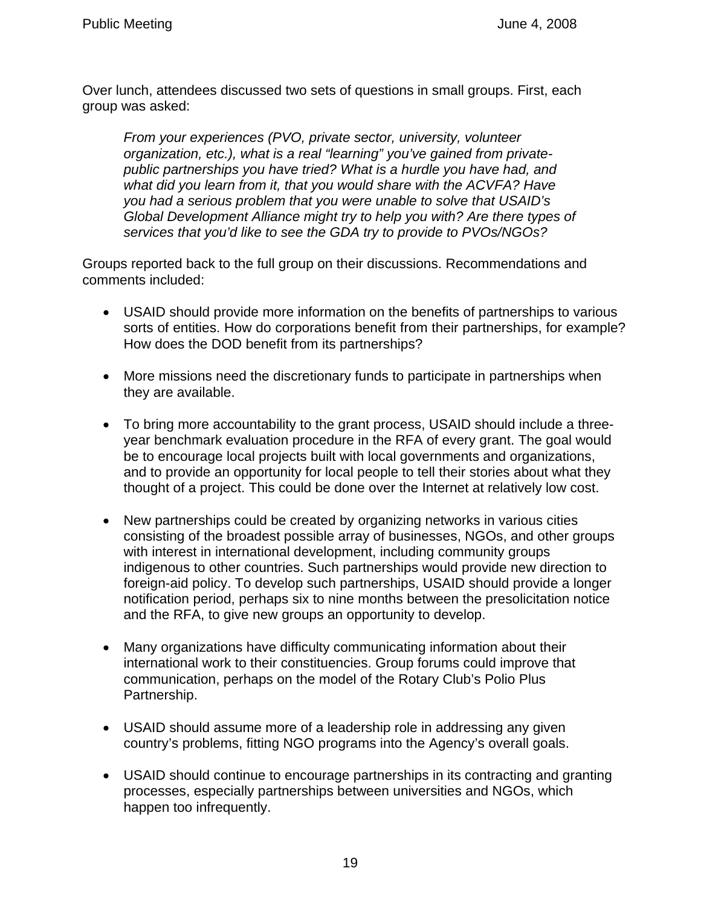Over lunch, attendees discussed two sets of questions in small groups. First, each group was asked:

> *From your experiences (PVO, private sector, university, volunteer organization, etc.), what is a real "learning" you've gained from private-public partnerships you have tried? What is a hurdle you have had, and what did you learn from it, that you would share with the ACVFA? Have you had a serious problem that you were unable to solve that USAID's Global Development Alliance might try to help you with? Are there types of services that you'd like to see the GDA try to provide to PVOs/NGOs?*

Groups reported back to the full group on their discussions. Recommendations and comments included:

- USAID should provide more information on the benefits of partnerships to various sorts of entities. How do corporations benefit from their partnerships, for example? How does the DOD benefit from its partnerships?

- More missions need the discretionary funds to participate in partnerships when they are available.

- To bring more accountability to the grant process, USAID should include a three-year benchmark evaluation procedure in the RFA of every grant. The goal would be to encourage local projects built with local governments and organizations, and to provide an opportunity for local people to tell their stories about what they thought of a project. This could be done over the Internet at relatively low cost.

- New partnerships could be created by organizing networks in various cities consisting of the broadest possible array of businesses, NGOs, and other groups with interest in international development, including community groups indigenous to other countries. Such partnerships would provide new direction to foreign-aid policy. To develop such partnerships, USAID should provide a longer notification period, perhaps six to nine months between the presolicitation notice and the RFA, to give new groups an opportunity to develop.

- Many organizations have difficulty communicating information about their international work to their constituencies. Group forums could improve that communication, perhaps on the model of the Rotary Club's Polio Plus Partnership.

- USAID should assume more of a leadership role in addressing any given country's problems, fitting NGO programs into the Agency's overall goals.

- USAID should continue to encourage partnerships in its contracting and granting processes, especially partnerships between universities and NGOs, which happen too infrequently.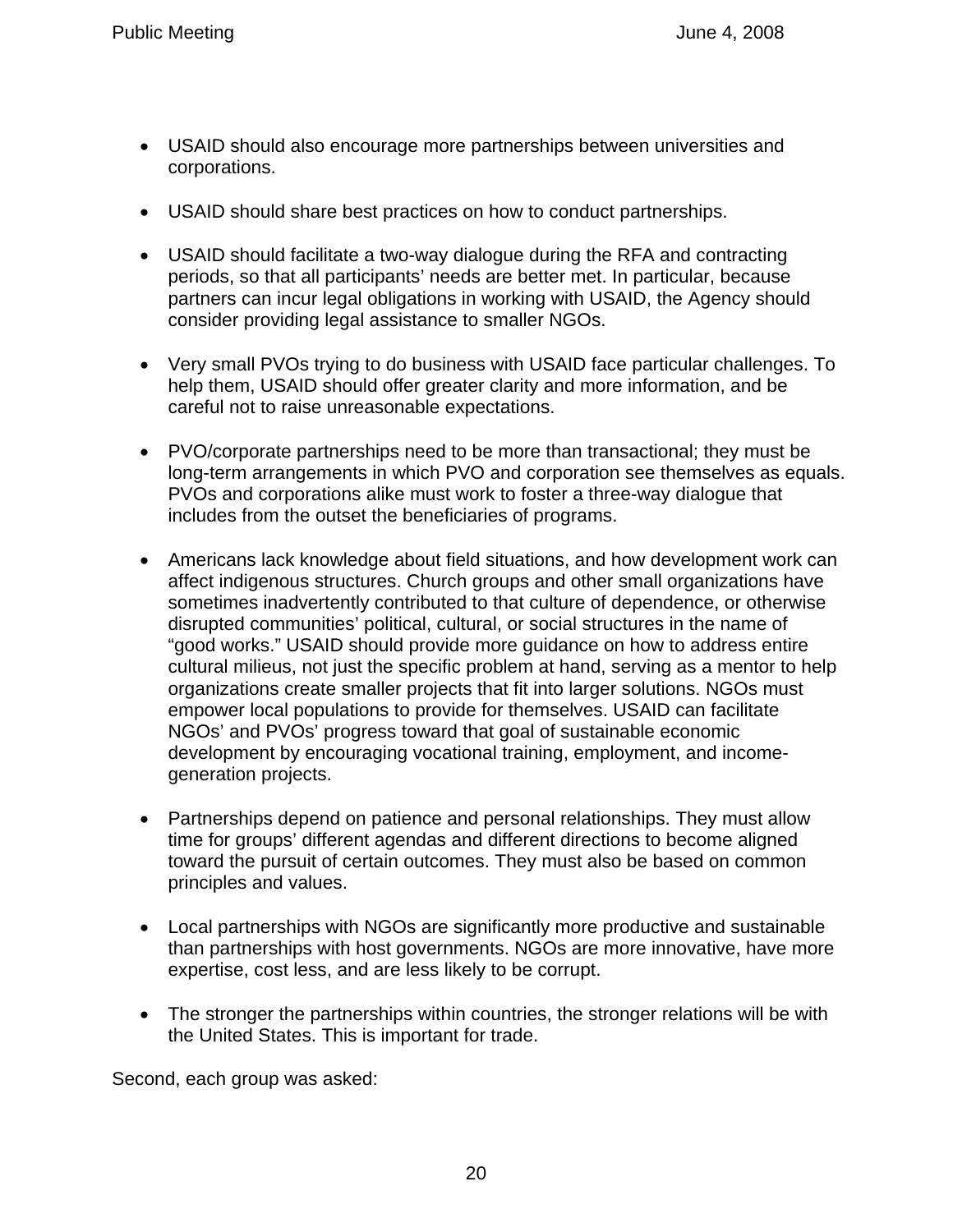- USAID should also encourage more partnerships between universities and corporations.

- USAID should share best practices on how to conduct partnerships.

- USAID should facilitate a two-way dialogue during the RFA and contracting periods, so that all participants' needs are better met. In particular, because partners can incur legal obligations in working with USAID, the Agency should consider providing legal assistance to smaller NGOs.

- Very small PVOs trying to do business with USAID face particular challenges. To help them, USAID should offer greater clarity and more information, and be careful not to raise unreasonable expectations.

- PVO/corporate partnerships need to be more than transactional; they must be long-term arrangements in which PVO and corporation see themselves as equals. PVOs and corporations alike must work to foster a three-way dialogue that includes from the outset the beneficiaries of programs.

- Americans lack knowledge about field situations, and how development work can affect indigenous structures. Church groups and other small organizations have sometimes inadvertently contributed to that culture of dependence, or otherwise disrupted communities' political, cultural, or social structures in the name of "good works." USAID should provide more guidance on how to address entire cultural milieus, not just the specific problem at hand, serving as a mentor to help organizations create smaller projects that fit into larger solutions. NGOs must empower local populations to provide for themselves. USAID can facilitate NGOs' and PVOs' progress toward that goal of sustainable economic development by encouraging vocational training, employment, and income-generation projects.

- Partnerships depend on patience and personal relationships. They must allow time for groups' different agendas and different directions to become aligned toward the pursuit of certain outcomes. They must also be based on common principles and values.

- Local partnerships with NGOs are significantly more productive and sustainable than partnerships with host governments. NGOs are more innovative, have more expertise, cost less, and are less likely to be corrupt.

- The stronger the partnerships within countries, the stronger relations will be with the United States. This is important for trade.

Second, each group was asked: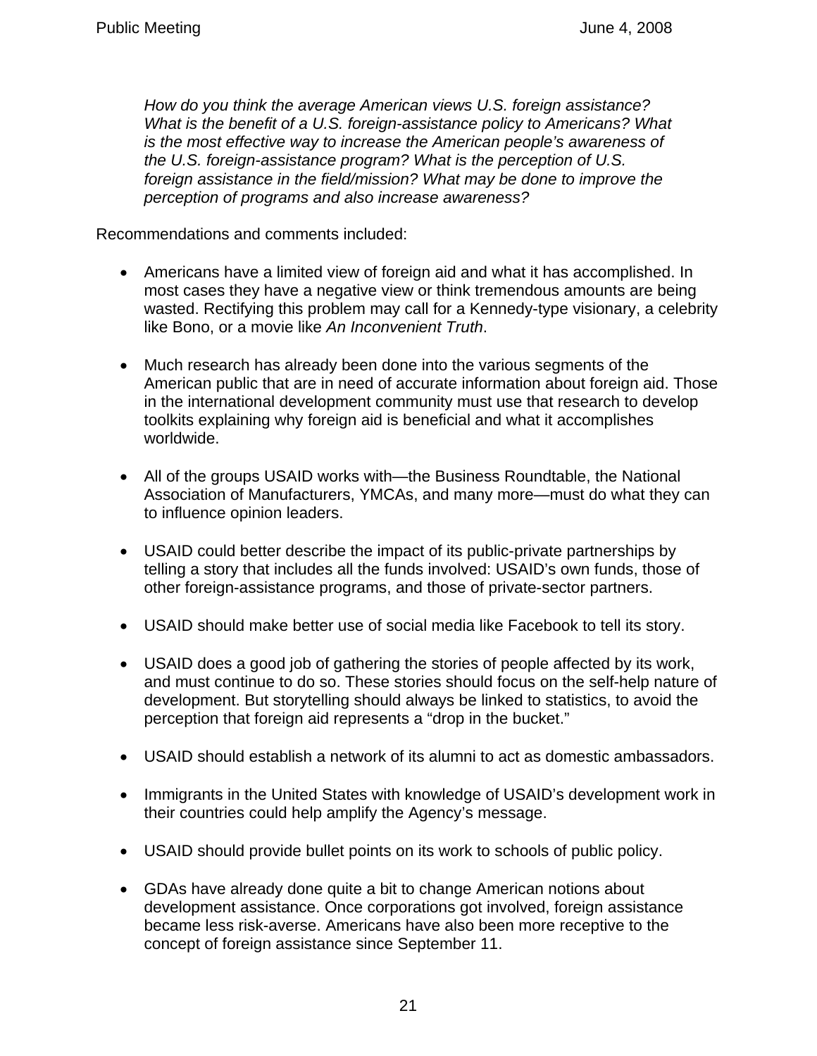*How do you think the average American views U.S. foreign assistance? What is the benefit of a U.S. foreign-assistance policy to Americans? What is the most effective way to increase the American people's awareness of the U.S. foreign-assistance program? What is the perception of U.S. foreign assistance in the field/mission? What may be done to improve the perception of programs and also increase awareness?*

Recommendations and comments included:

- Americans have a limited view of foreign aid and what it has accomplished. In most cases they have a negative view or think tremendous amounts are being wasted. Rectifying this problem may call for a Kennedy-type visionary, a celebrity like Bono, or a movie like *An Inconvenient Truth*.

- Much research has already been done into the various segments of the American public that are in need of accurate information about foreign aid. Those in the international development community must use that research to develop toolkits explaining why foreign aid is beneficial and what it accomplishes worldwide.

- All of the groups USAID works with—the Business Roundtable, the National Association of Manufacturers, YMCAs, and many more—must do what they can to influence opinion leaders.

- USAID could better describe the impact of its public-private partnerships by telling a story that includes all the funds involved: USAID's own funds, those of other foreign-assistance programs, and those of private-sector partners.

- USAID should make better use of social media like Facebook to tell its story.

- USAID does a good job of gathering the stories of people affected by its work, and must continue to do so. These stories should focus on the self-help nature of development. But storytelling should always be linked to statistics, to avoid the perception that foreign aid represents a "drop in the bucket."

- USAID should establish a network of its alumni to act as domestic ambassadors.

- Immigrants in the United States with knowledge of USAID's development work in their countries could help amplify the Agency's message.

- USAID should provide bullet points on its work to schools of public policy.

- GDAs have already done quite a bit to change American notions about development assistance. Once corporations got involved, foreign assistance became less risk-averse. Americans have also been more receptive to the concept of foreign assistance since September 11.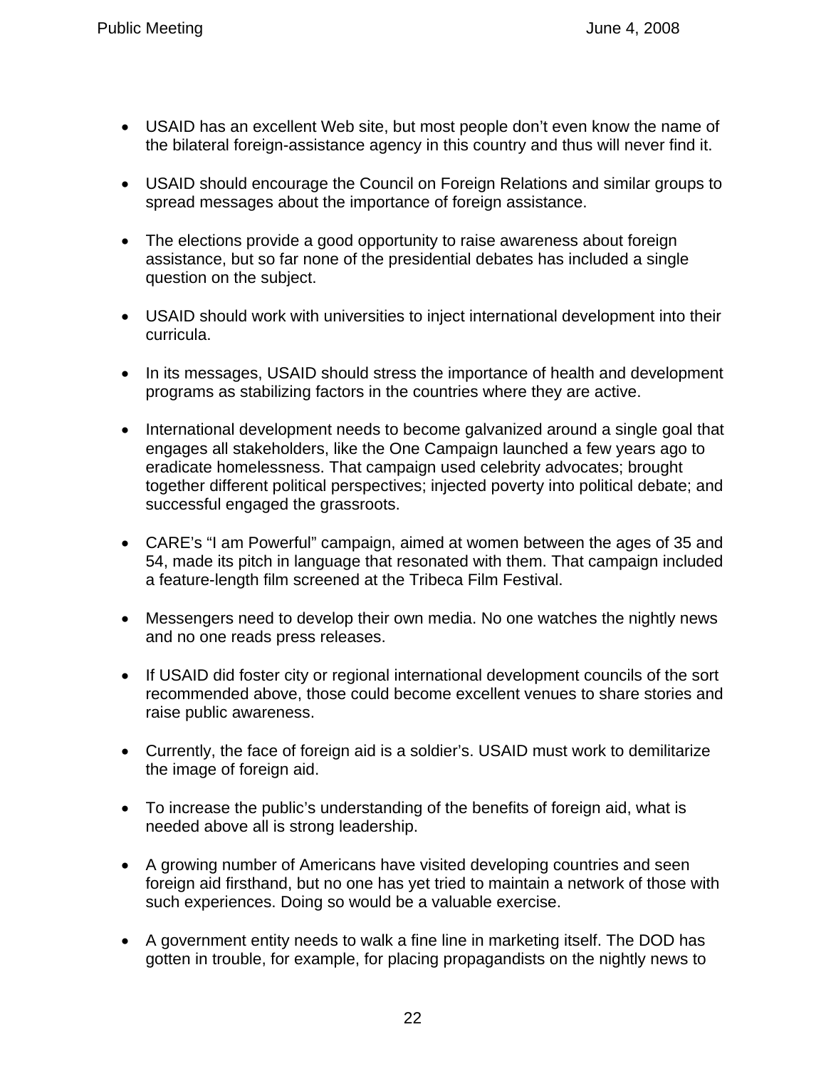- USAID has an excellent Web site, but most people don’t even know the name of the bilateral foreign-assistance agency in this country and thus will never find it.

- USAID should encourage the Council on Foreign Relations and similar groups to spread messages about the importance of foreign assistance.

- The elections provide a good opportunity to raise awareness about foreign assistance, but so far none of the presidential debates has included a single question on the subject.

- USAID should work with universities to inject international development into their curricula.

- In its messages, USAID should stress the importance of health and development programs as stabilizing factors in the countries where they are active.

- International development needs to become galvanized around a single goal that engages all stakeholders, like the One Campaign launched a few years ago to eradicate homelessness. That campaign used celebrity advocates; brought together different political perspectives; injected poverty into political debate; and successful engaged the grassroots.

- CARE’s “I am Powerful” campaign, aimed at women between the ages of 35 and 54, made its pitch in language that resonated with them. That campaign included a feature-length film screened at the Tribeca Film Festival.

- Messengers need to develop their own media. No one watches the nightly news and no one reads press releases.

- If USAID did foster city or regional international development councils of the sort recommended above, those could become excellent venues to share stories and raise public awareness.

- Currently, the face of foreign aid is a soldier’s. USAID must work to demilitarize the image of foreign aid.

- To increase the public’s understanding of the benefits of foreign aid, what is needed above all is strong leadership.

- A growing number of Americans have visited developing countries and seen foreign aid firsthand, but no one has yet tried to maintain a network of those with such experiences. Doing so would be a valuable exercise.

- A government entity needs to walk a fine line in marketing itself. The DOD has gotten in trouble, for example, for placing propagandists on the nightly news to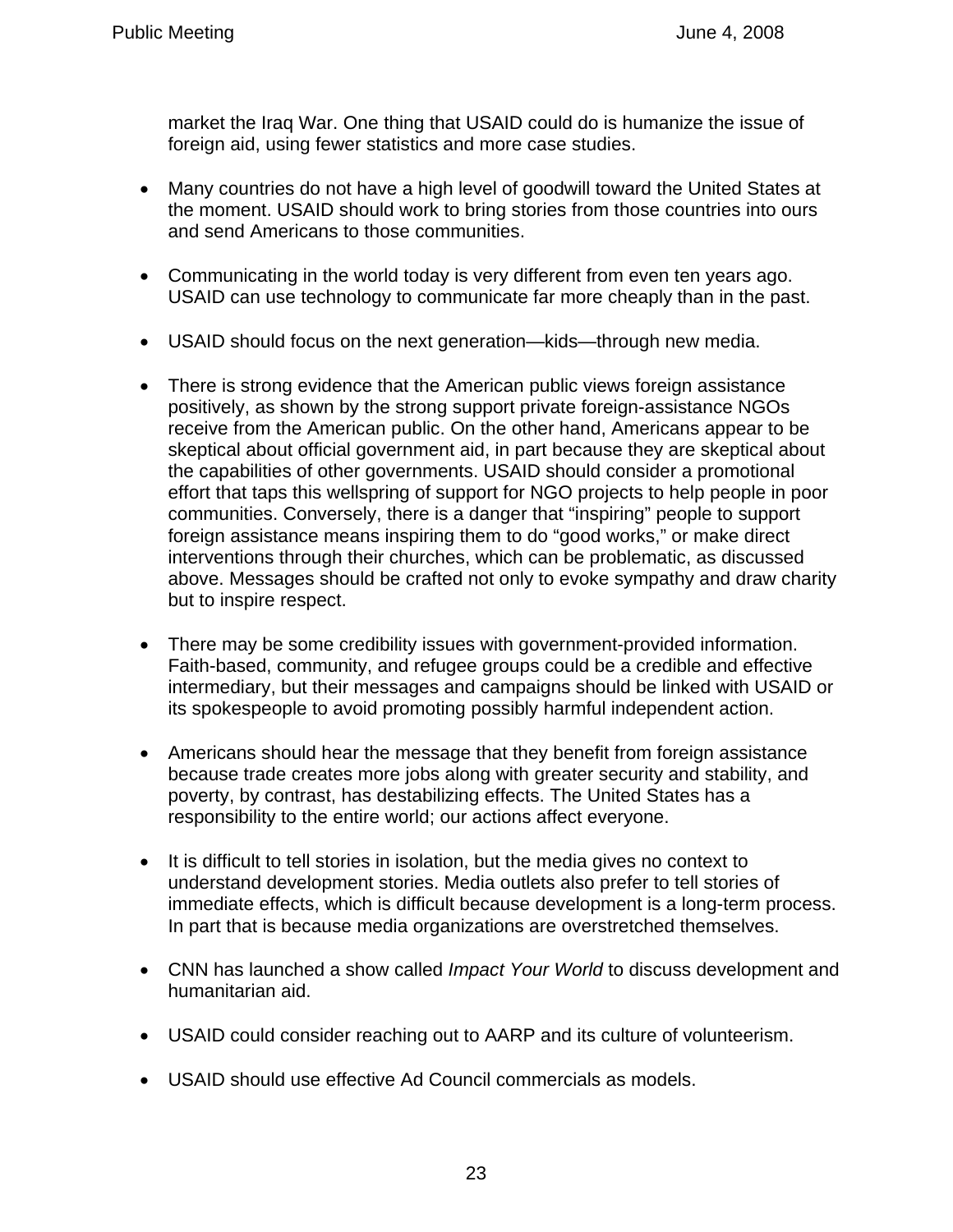market the Iraq War. One thing that USAID could do is humanize the issue of foreign aid, using fewer statistics and more case studies.

- Many countries do not have a high level of goodwill toward the United States at the moment. USAID should work to bring stories from those countries into ours and send Americans to those communities.

- Communicating in the world today is very different from even ten years ago. USAID can use technology to communicate far more cheaply than in the past.

- USAID should focus on the next generation—kids—through new media.

- There is strong evidence that the American public views foreign assistance positively, as shown by the strong support private foreign-assistance NGOs receive from the American public. On the other hand, Americans appear to be skeptical about official government aid, in part because they are skeptical about the capabilities of other governments. USAID should consider a promotional effort that taps this wellspring of support for NGO projects to help people in poor communities. Conversely, there is a danger that "inspiring" people to support foreign assistance means inspiring them to do "good works," or make direct interventions through their churches, which can be problematic, as discussed above. Messages should be crafted not only to evoke sympathy and draw charity but to inspire respect.

- There may be some credibility issues with government-provided information. Faith-based, community, and refugee groups could be a credible and effective intermediary, but their messages and campaigns should be linked with USAID or its spokespeople to avoid promoting possibly harmful independent action.

- Americans should hear the message that they benefit from foreign assistance because trade creates more jobs along with greater security and stability, and poverty, by contrast, has destabilizing effects. The United States has a responsibility to the entire world; our actions affect everyone.

- It is difficult to tell stories in isolation, but the media gives no context to understand development stories. Media outlets also prefer to tell stories of immediate effects, which is difficult because development is a long-term process. In part that is because media organizations are overstretched themselves.

- CNN has launched a show called *Impact Your World* to discuss development and humanitarian aid.

- USAID could consider reaching out to AARP and its culture of volunteerism.

- USAID should use effective Ad Council commercials as models.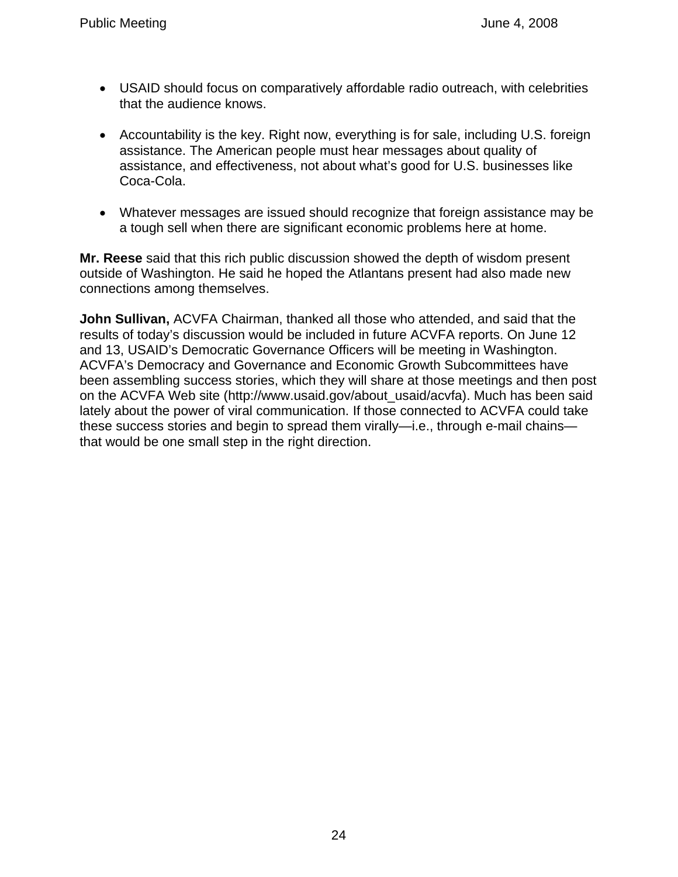- USAID should focus on comparatively affordable radio outreach, with celebrities that the audience knows.

- Accountability is the key. Right now, everything is for sale, including U.S. foreign assistance. The American people must hear messages about quality of assistance, and effectiveness, not about what's good for U.S. businesses like Coca-Cola.

- Whatever messages are issued should recognize that foreign assistance may be a tough sell when there are significant economic problems here at home.

**Mr. Reese** said that this rich public discussion showed the depth of wisdom present outside of Washington. He said he hoped the Atlantans present had also made new connections among themselves.

**John Sullivan,** ACVFA Chairman, thanked all those who attended, and said that the results of today's discussion would be included in future ACVFA reports. On June 12 and 13, USAID's Democratic Governance Officers will be meeting in Washington. ACVFA's Democracy and Governance and Economic Growth Subcommittees have been assembling success stories, which they will share at those meetings and then post on the ACVFA Web site (http://www.usaid.gov/about_usaid/acvfa). Much has been said lately about the power of viral communication. If those connected to ACVFA could take these success stories and begin to spread them virally—i.e., through e-mail chains—that would be one small step in the right direction.